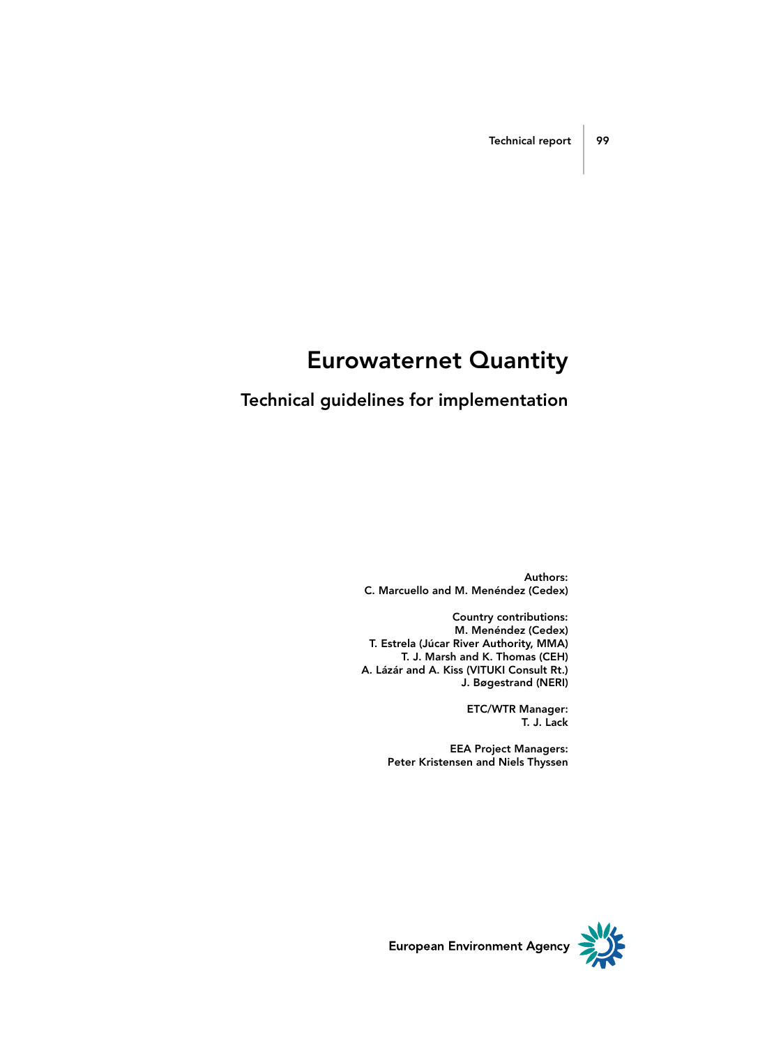Technical report 99

# Eurowaternet Quantity

## Technical guidelines for implementation

**Authors:**
**C. Marcuello and M. Menéndez (Cedex)**

**Country contributions:**
**M. Menéndez (Cedex)**
**T. Estrela (Júcar River Authority, MMA)**
**T. J. Marsh and K. Thomas (CEH)**
**A. Lázár and A. Kiss (VITUKI Consult Rt.)**
**J. Bøgestrand (NERI)**

**ETC/WTR Manager:**
**T. J. Lack**

**EEA Project Managers:**
**Peter Kristensen and Niels Thyssen**

European Environment Agency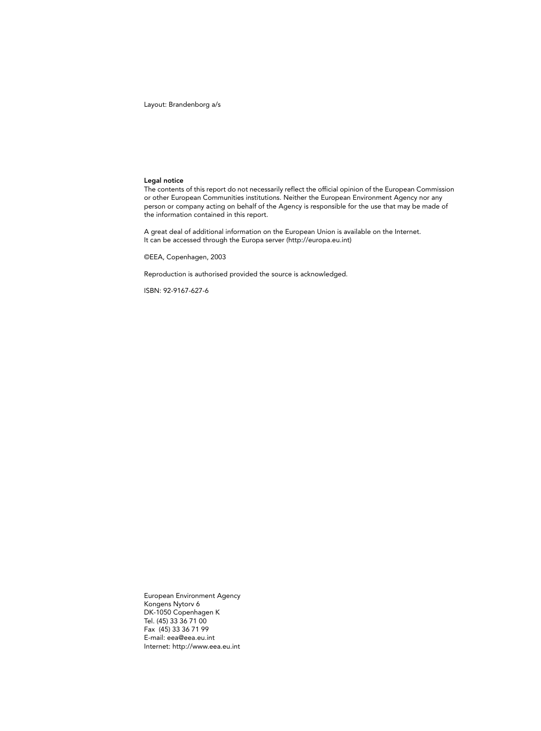Layout: Brandenborg a/s

**Legal notice**

The contents of this report do not necessarily reflect the official opinion of the European Commission or other European Communities institutions. Neither the European Environment Agency nor any person or company acting on behalf of the Agency is responsible for the use that may be made of the information contained in this report.

A great deal of additional information on the European Union is available on the Internet.
It can be accessed through the Europa server (http://europa.eu.int)

©EEA, Copenhagen, 2003

Reproduction is authorised provided the source is acknowledged.

ISBN: 92-9167-627-6

European Environment Agency
Kongens Nytorv 6
DK-1050 Copenhagen K
Tel. (45) 33 36 71 00
Fax (45) 33 36 71 99
E-mail: eea@eea.eu.int
Internet: http://www.eea.eu.int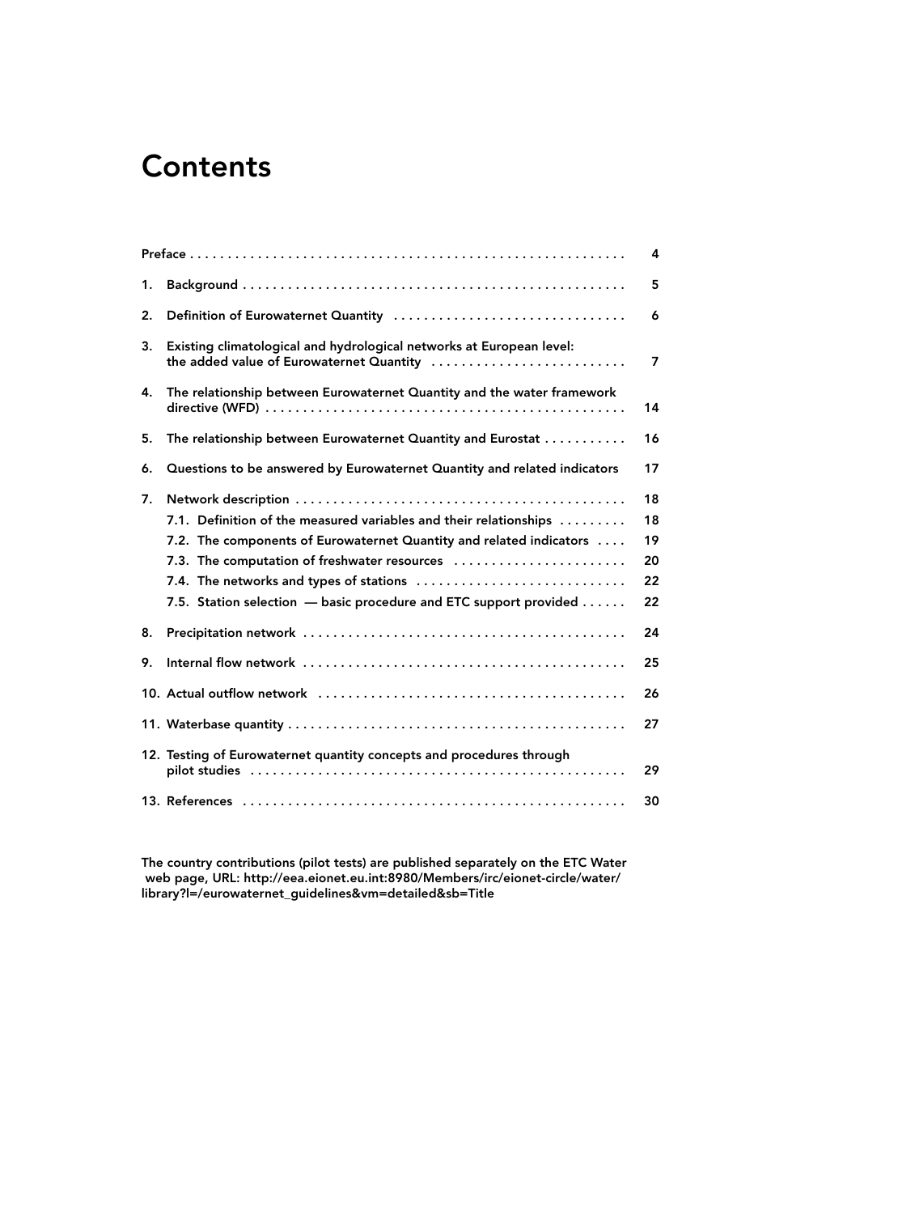# Contents

| | |
|---|---|
| Preface | 4 |
| 1. Background | 5 |
| 2. Definition of Eurowaternet Quantity | 6 |
| 3. Existing climatological and hydrological networks at European level: the added value of Eurowaternet Quantity | 7 |
| 4. The relationship between Eurowaternet Quantity and the water framework directive (WFD) | 14 |
| 5. The relationship between Eurowaternet Quantity and Eurostat | 16 |
| 6. Questions to be answered by Eurowaternet Quantity and related indicators | 17 |
| 7. Network description | 18 |
| 7.1. Definition of the measured variables and their relationships | 18 |
| 7.2. The components of Eurowaternet Quantity and related indicators | 19 |
| 7.3. The computation of freshwater resources | 20 |
| 7.4. The networks and types of stations | 22 |
| 7.5. Station selection — basic procedure and ETC support provided | 22 |
| 8. Precipitation network | 24 |
| 9. Internal flow network | 25 |
| 10. Actual outflow network | 26 |
| 11. Waterbase quantity | 27 |
| 12. Testing of Eurowaternet quantity concepts and procedures through pilot studies | 29 |
| 13. References | 30 |

The country contributions (pilot tests) are published separately on the ETC Water web page, URL: http://eea.eionet.eu.int:8980/Members/irc/eionet-circle/water/library?l=/eurowaternet_guidelines&vm=detailed&sb=Title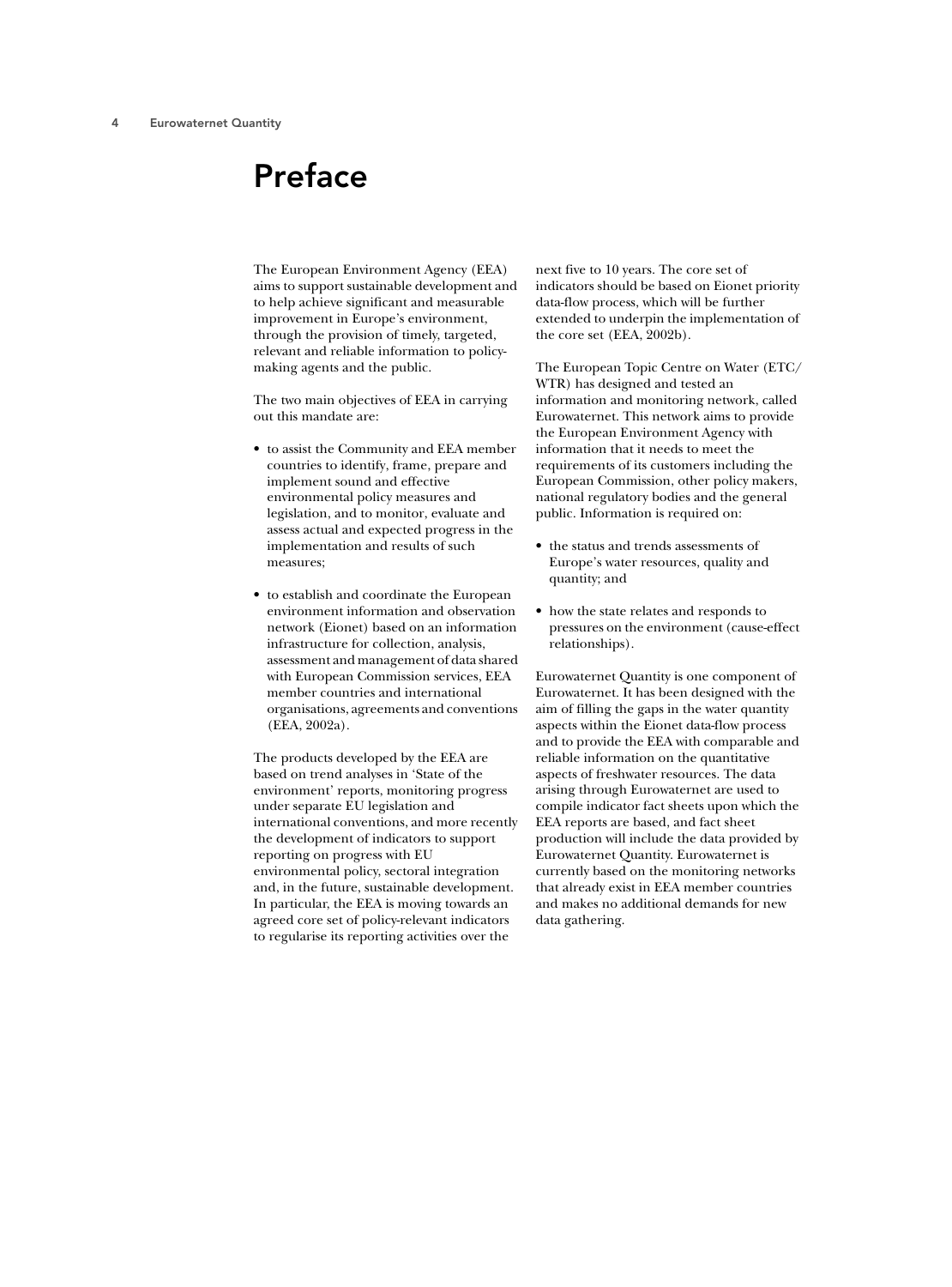# Preface

The European Environment Agency (EEA) aims to support sustainable development and to help achieve significant and measurable improvement in Europe's environment, through the provision of timely, targeted, relevant and reliable information to policy-making agents and the public.

The two main objectives of EEA in carrying out this mandate are:

- to assist the Community and EEA member countries to identify, frame, prepare and implement sound and effective environmental policy measures and legislation, and to monitor, evaluate and assess actual and expected progress in the implementation and results of such measures;
- to establish and coordinate the European environment information and observation network (Eionet) based on an information infrastructure for collection, analysis, assessment and management of data shared with European Commission services, EEA member countries and international organisations, agreements and conventions (EEA, 2002a).

The products developed by the EEA are based on trend analyses in 'State of the environment' reports, monitoring progress under separate EU legislation and international conventions, and more recently the development of indicators to support reporting on progress with EU environmental policy, sectoral integration and, in the future, sustainable development. In particular, the EEA is moving towards an agreed core set of policy-relevant indicators to regularise its reporting activities over the next five to 10 years. The core set of indicators should be based on Eionet priority data-flow process, which will be further extended to underpin the implementation of the core set (EEA, 2002b).

The European Topic Centre on Water (ETC/WTR) has designed and tested an information and monitoring network, called Eurowaternet. This network aims to provide the European Environment Agency with information that it needs to meet the requirements of its customers including the European Commission, other policy makers, national regulatory bodies and the general public. Information is required on:

- the status and trends assessments of Europe's water resources, quality and quantity; and
- how the state relates and responds to pressures on the environment (cause-effect relationships).

Eurowaternet Quantity is one component of Eurowaternet. It has been designed with the aim of filling the gaps in the water quantity aspects within the Eionet data-flow process and to provide the EEA with comparable and reliable information on the quantitative aspects of freshwater resources. The data arising through Eurowaternet are used to compile indicator fact sheets upon which the EEA reports are based, and fact sheet production will include the data provided by Eurowaternet Quantity. Eurowaternet is currently based on the monitoring networks that already exist in EEA member countries and makes no additional demands for new data gathering.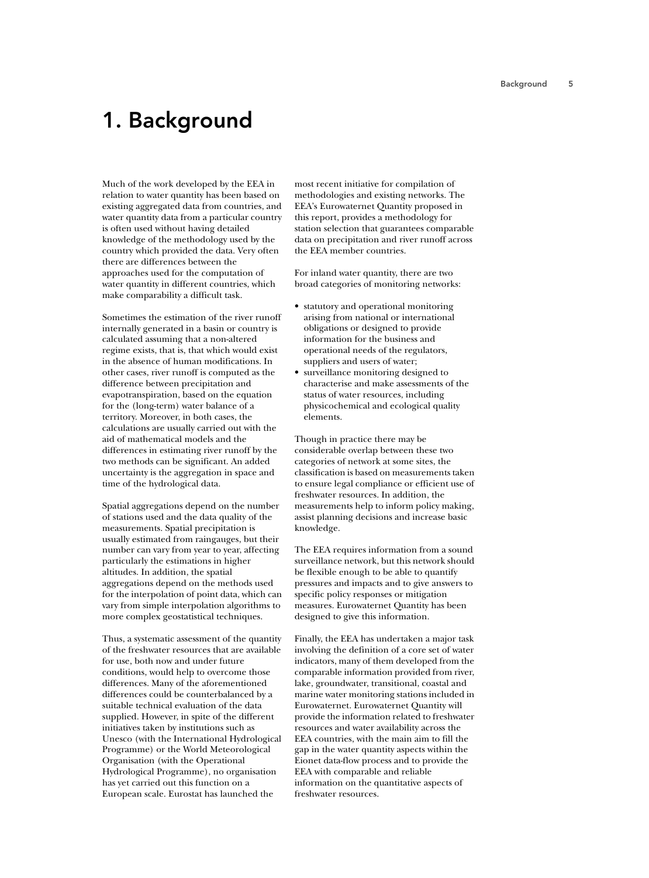# 1. Background

Much of the work developed by the EEA in relation to water quantity has been based on existing aggregated data from countries, and water quantity data from a particular country is often used without having detailed knowledge of the methodology used by the country which provided the data. Very often there are differences between the approaches used for the computation of water quantity in different countries, which make comparability a difficult task.

Sometimes the estimation of the river runoff internally generated in a basin or country is calculated assuming that a non-altered regime exists, that is, that which would exist in the absence of human modifications. In other cases, river runoff is computed as the difference between precipitation and evapotranspiration, based on the equation for the (long-term) water balance of a territory. Moreover, in both cases, the calculations are usually carried out with the aid of mathematical models and the differences in estimating river runoff by the two methods can be significant. An added uncertainty is the aggregation in space and time of the hydrological data.

Spatial aggregations depend on the number of stations used and the data quality of the measurements. Spatial precipitation is usually estimated from raingauges, but their number can vary from year to year, affecting particularly the estimations in higher altitudes. In addition, the spatial aggregations depend on the methods used for the interpolation of point data, which can vary from simple interpolation algorithms to more complex geostatistical techniques.

Thus, a systematic assessment of the quantity of the freshwater resources that are available for use, both now and under future conditions, would help to overcome those differences. Many of the aforementioned differences could be counterbalanced by a suitable technical evaluation of the data supplied. However, in spite of the different initiatives taken by institutions such as Unesco (with the International Hydrological Programme) or the World Meteorological Organisation (with the Operational Hydrological Programme), no organisation has yet carried out this function on a European scale. Eurostat has launched the most recent initiative for compilation of methodologies and existing networks. The EEA's Eurowaternet Quantity proposed in this report, provides a methodology for station selection that guarantees comparable data on precipitation and river runoff across the EEA member countries.

For inland water quantity, there are two broad categories of monitoring networks:

- statutory and operational monitoring arising from national or international obligations or designed to provide information for the business and operational needs of the regulators, suppliers and users of water;
- surveillance monitoring designed to characterise and make assessments of the status of water resources, including physicochemical and ecological quality elements.

Though in practice there may be considerable overlap between these two categories of network at some sites, the classification is based on measurements taken to ensure legal compliance or efficient use of freshwater resources. In addition, the measurements help to inform policy making, assist planning decisions and increase basic knowledge.

The EEA requires information from a sound surveillance network, but this network should be flexible enough to be able to quantify pressures and impacts and to give answers to specific policy responses or mitigation measures. Eurowaternet Quantity has been designed to give this information.

Finally, the EEA has undertaken a major task involving the definition of a core set of water indicators, many of them developed from the comparable information provided from river, lake, groundwater, transitional, coastal and marine water monitoring stations included in Eurowaternet. Eurowaternet Quantity will provide the information related to freshwater resources and water availability across the EEA countries, with the main aim to fill the gap in the water quantity aspects within the Eionet data-flow process and to provide the EEA with comparable and reliable information on the quantitative aspects of freshwater resources.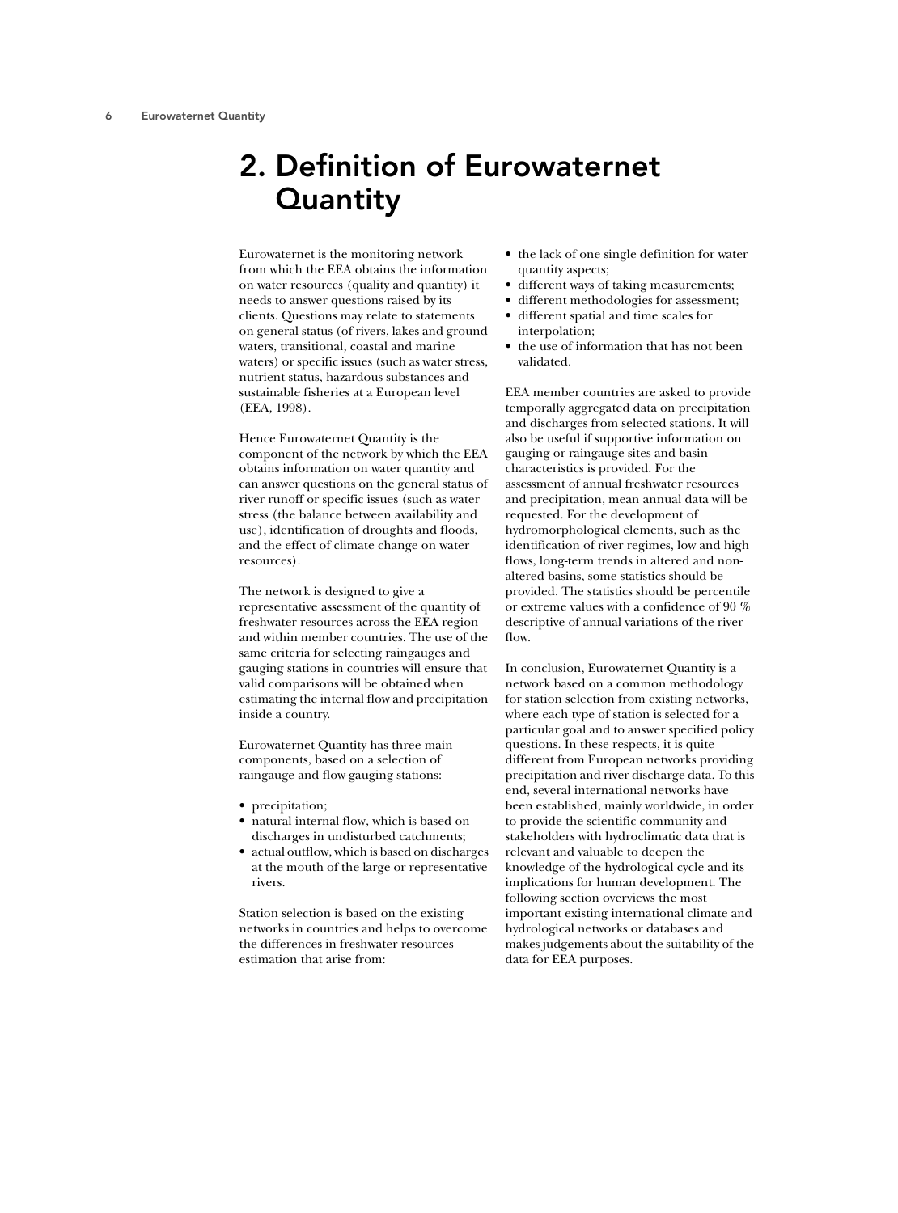# 2. Definition of Eurowaternet Quantity

Eurowaternet is the monitoring network from which the EEA obtains the information on water resources (quality and quantity) it needs to answer questions raised by its clients. Questions may relate to statements on general status (of rivers, lakes and ground waters, transitional, coastal and marine waters) or specific issues (such as water stress, nutrient status, hazardous substances and sustainable fisheries at a European level (EEA, 1998).

Hence Eurowaternet Quantity is the component of the network by which the EEA obtains information on water quantity and can answer questions on the general status of river runoff or specific issues (such as water stress (the balance between availability and use), identification of droughts and floods, and the effect of climate change on water resources).

The network is designed to give a representative assessment of the quantity of freshwater resources across the EEA region and within member countries. The use of the same criteria for selecting raingauges and gauging stations in countries will ensure that valid comparisons will be obtained when estimating the internal flow and precipitation inside a country.

Eurowaternet Quantity has three main components, based on a selection of raingauge and flow-gauging stations:

- precipitation;
- natural internal flow, which is based on discharges in undisturbed catchments;
- actual outflow, which is based on discharges at the mouth of the large or representative rivers.

Station selection is based on the existing networks in countries and helps to overcome the differences in freshwater resources estimation that arise from:

- the lack of one single definition for water quantity aspects;
- different ways of taking measurements;
- different methodologies for assessment;
- different spatial and time scales for interpolation;
- the use of information that has not been validated.

EEA member countries are asked to provide temporally aggregated data on precipitation and discharges from selected stations. It will also be useful if supportive information on gauging or raingauge sites and basin characteristics is provided. For the assessment of annual freshwater resources and precipitation, mean annual data will be requested. For the development of hydromorphological elements, such as the identification of river regimes, low and high flows, long-term trends in altered and non-altered basins, some statistics should be provided. The statistics should be percentile or extreme values with a confidence of 90 % descriptive of annual variations of the river flow.

In conclusion, Eurowaternet Quantity is a network based on a common methodology for station selection from existing networks, where each type of station is selected for a particular goal and to answer specified policy questions. In these respects, it is quite different from European networks providing precipitation and river discharge data. To this end, several international networks have been established, mainly worldwide, in order to provide the scientific community and stakeholders with hydroclimatic data that is relevant and valuable to deepen the knowledge of the hydrological cycle and its implications for human development. The following section overviews the most important existing international climate and hydrological networks or databases and makes judgements about the suitability of the data for EEA purposes.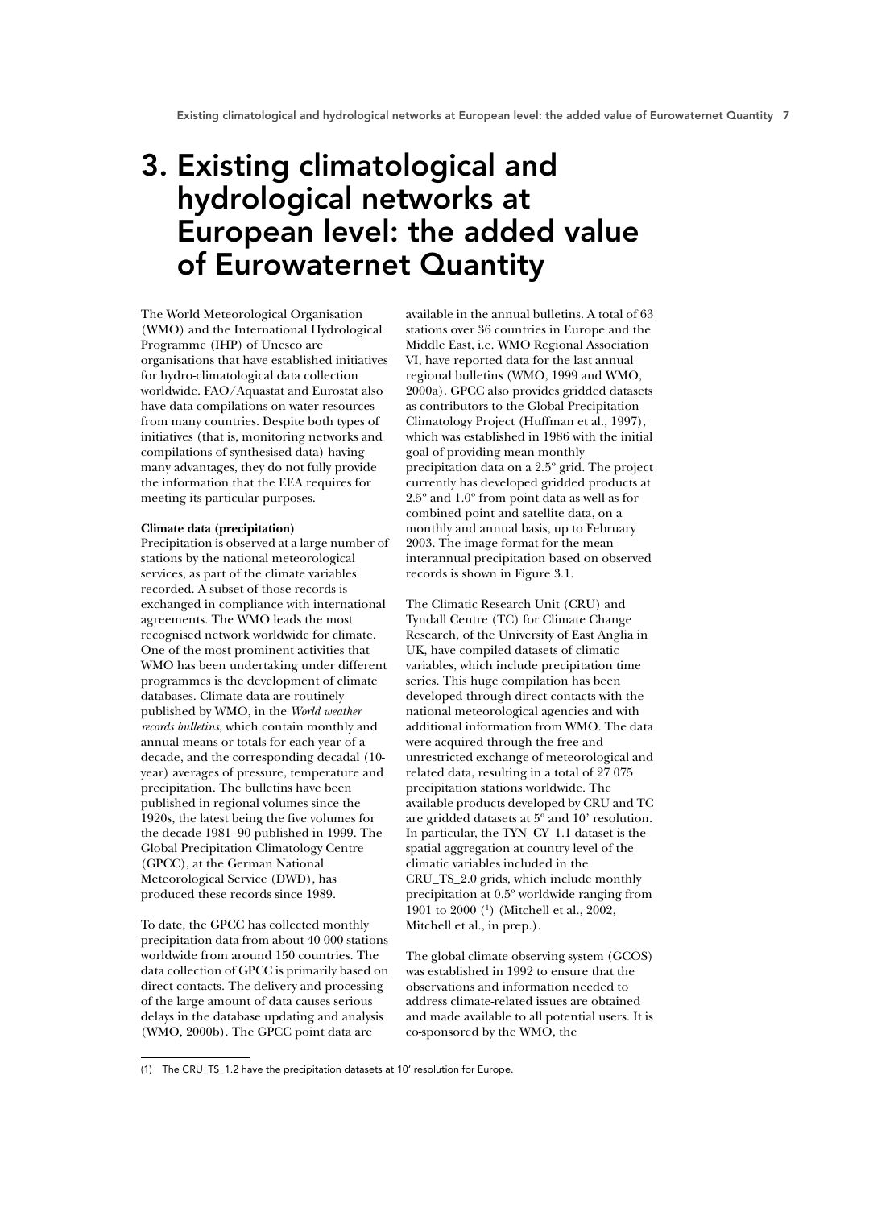# 3. Existing climatological and hydrological networks at European level: the added value of Eurowaternet Quantity

The World Meteorological Organisation (WMO) and the International Hydrological Programme (IHP) of Unesco are organisations that have established initiatives for hydro-climatological data collection worldwide. FAO/Aquastat and Eurostat also have data compilations on water resources from many countries. Despite both types of initiatives (that is, monitoring networks and compilations of synthesised data) having many advantages, they do not fully provide the information that the EEA requires for meeting its particular purposes.

**Climate data (precipitation)**

Precipitation is observed at a large number of stations by the national meteorological services, as part of the climate variables recorded. A subset of those records is exchanged in compliance with international agreements. The WMO leads the most recognised network worldwide for climate. One of the most prominent activities that WMO has been undertaking under different programmes is the development of climate databases. Climate data are routinely published by WMO, in the *World weather records bulletins*, which contain monthly and annual means or totals for each year of a decade, and the corresponding decadal (10-year) averages of pressure, temperature and precipitation. The bulletins have been published in regional volumes since the 1920s, the latest being the five volumes for the decade 1981–90 published in 1999. The Global Precipitation Climatology Centre (GPCC), at the German National Meteorological Service (DWD), has produced these records since 1989.

To date, the GPCC has collected monthly precipitation data from about 40 000 stations worldwide from around 150 countries. The data collection of GPCC is primarily based on direct contacts. The delivery and processing of the large amount of data causes serious delays in the database updating and analysis (WMO, 2000b). The GPCC point data are available in the annual bulletins. A total of 63 stations over 36 countries in Europe and the Middle East, i.e. WMO Regional Association VI, have reported data for the last annual regional bulletins (WMO, 1999 and WMO, 2000a). GPCC also provides gridded datasets as contributors to the Global Precipitation Climatology Project (Huffman et al., 1997), which was established in 1986 with the initial goal of providing mean monthly precipitation data on a 2.5º grid. The project currently has developed gridded products at 2.5º and 1.0º from point data as well as for combined point and satellite data, on a monthly and annual basis, up to February 2003. The image format for the mean interannual precipitation based on observed records is shown in Figure 3.1.

The Climatic Research Unit (CRU) and Tyndall Centre (TC) for Climate Change Research, of the University of East Anglia in UK, have compiled datasets of climatic variables, which include precipitation time series. This huge compilation has been developed through direct contacts with the national meteorological agencies and with additional information from WMO. The data were acquired through the free and unrestricted exchange of meteorological and related data, resulting in a total of 27 075 precipitation stations worldwide. The available products developed by CRU and TC are gridded datasets at 5º and 10' resolution. In particular, the TYN_CY_1.1 dataset is the spatial aggregation at country level of the climatic variables included in the CRU_TS_2.0 grids, which include monthly precipitation at 0.5º worldwide ranging from 1901 to 2000 [1] (Mitchell et al., 2002, Mitchell et al., in prep.).

The global climate observing system (GCOS) was established in 1992 to ensure that the observations and information needed to address climate-related issues are obtained and made available to all potential users. It is co-sponsored by the WMO, the

(1) The CRU_TS_1.2 have the precipitation datasets at 10' resolution for Europe.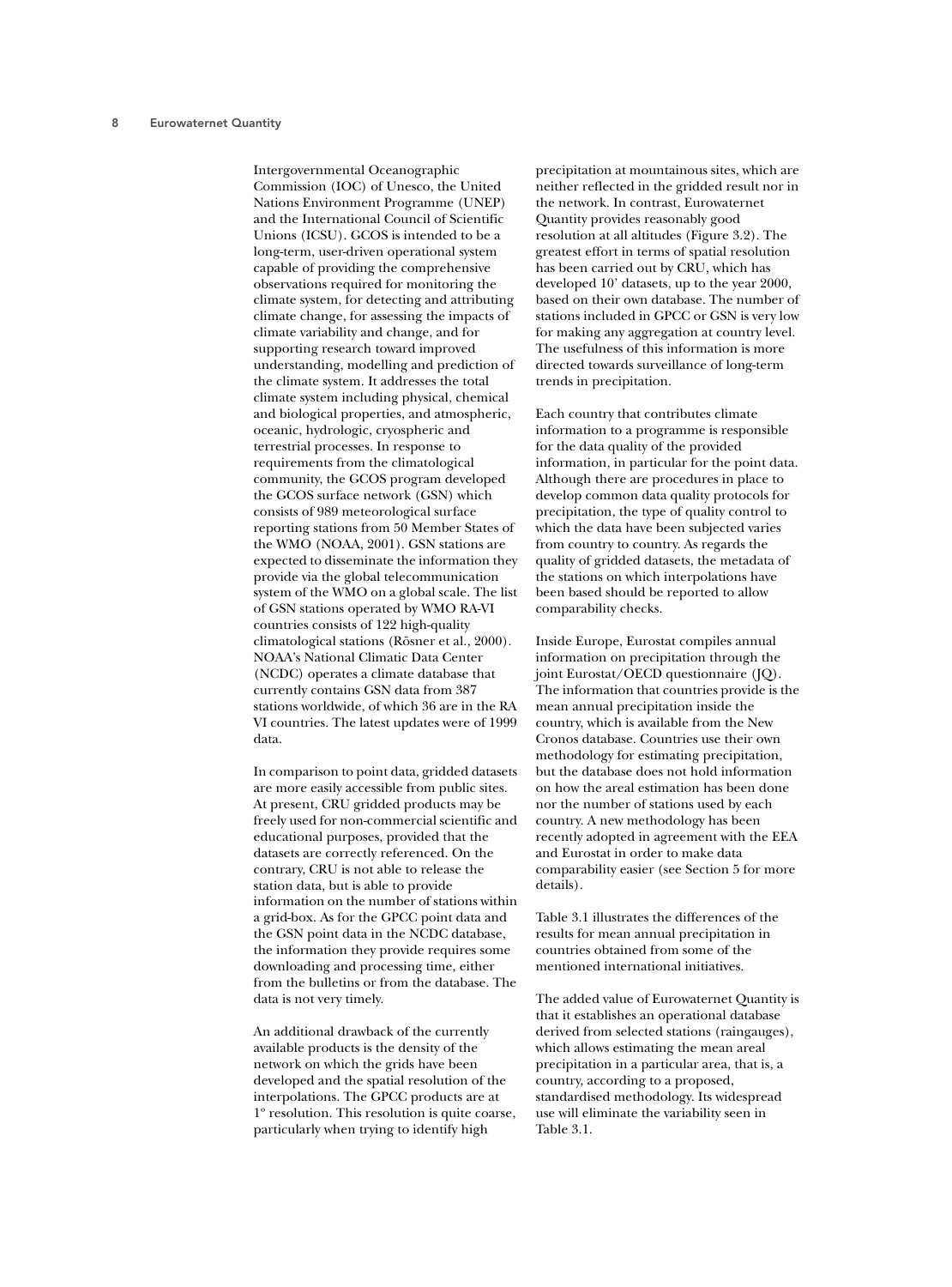Intergovernmental Oceanographic Commission (IOC) of Unesco, the United Nations Environment Programme (UNEP) and the International Council of Scientific Unions (ICSU). GCOS is intended to be a long-term, user-driven operational system capable of providing the comprehensive observations required for monitoring the climate system, for detecting and attributing climate change, for assessing the impacts of climate variability and change, and for supporting research toward improved understanding, modelling and prediction of the climate system. It addresses the total climate system including physical, chemical and biological properties, and atmospheric, oceanic, hydrologic, cryospheric and terrestrial processes. In response to requirements from the climatological community, the GCOS program developed the GCOS surface network (GSN) which consists of 989 meteorological surface reporting stations from 50 Member States of the WMO (NOAA, 2001). GSN stations are expected to disseminate the information they provide via the global telecommunication system of the WMO on a global scale. The list of GSN stations operated by WMO RA-VI countries consists of 122 high-quality climatological stations (Rösner et al., 2000). NOAA's National Climatic Data Center (NCDC) operates a climate database that currently contains GSN data from 387 stations worldwide, of which 36 are in the RA VI countries. The latest updates were of 1999 data.

In comparison to point data, gridded datasets are more easily accessible from public sites. At present, CRU gridded products may be freely used for non-commercial scientific and educational purposes, provided that the datasets are correctly referenced. On the contrary, CRU is not able to release the station data, but is able to provide information on the number of stations within a grid-box. As for the GPCC point data and the GSN point data in the NCDC database, the information they provide requires some downloading and processing time, either from the bulletins or from the database. The data is not very timely.

An additional drawback of the currently available products is the density of the network on which the grids have been developed and the spatial resolution of the interpolations. The GPCC products are at 1° resolution. This resolution is quite coarse, particularly when trying to identify high precipitation at mountainous sites, which are neither reflected in the gridded result nor in the network. In contrast, Eurowaternet Quantity provides reasonably good resolution at all altitudes (Figure 3.2). The greatest effort in terms of spatial resolution has been carried out by CRU, which has developed 10' datasets, up to the year 2000, based on their own database. The number of stations included in GPCC or GSN is very low for making any aggregation at country level. The usefulness of this information is more directed towards surveillance of long-term trends in precipitation.

Each country that contributes climate information to a programme is responsible for the data quality of the provided information, in particular for the point data. Although there are procedures in place to develop common data quality protocols for precipitation, the type of quality control to which the data have been subjected varies from country to country. As regards the quality of gridded datasets, the metadata of the stations on which interpolations have been based should be reported to allow comparability checks.

Inside Europe, Eurostat compiles annual information on precipitation through the joint Eurostat/OECD questionnaire (JQ). The information that countries provide is the mean annual precipitation inside the country, which is available from the New Cronos database. Countries use their own methodology for estimating precipitation, but the database does not hold information on how the areal estimation has been done nor the number of stations used by each country. A new methodology has been recently adopted in agreement with the EEA and Eurostat in order to make data comparability easier (see Section 5 for more details).

Table 3.1 illustrates the differences of the results for mean annual precipitation in countries obtained from some of the mentioned international initiatives.

The added value of Eurowaternet Quantity is that it establishes an operational database derived from selected stations (raingauges), which allows estimating the mean areal precipitation in a particular area, that is, a country, according to a proposed, standardised methodology. Its widespread use will eliminate the variability seen in Table 3.1.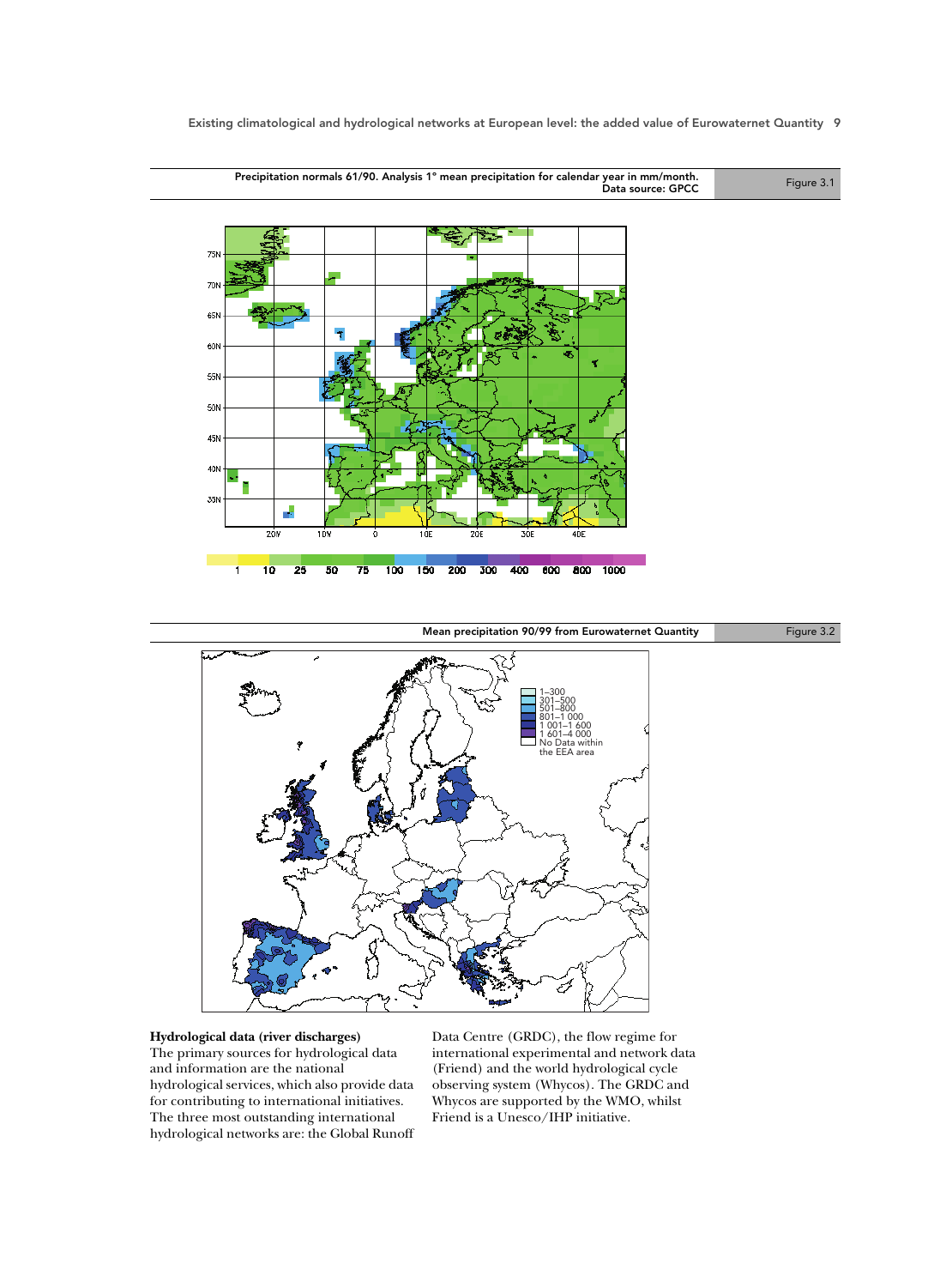Figure 3.1 Precipitation normals 61/90. Analysis 1° mean precipitation for calendar year in mm/month.
Data source: GPCC

1 10 25 50 75 100 150 200 300 400 600 800 1000

Figure 3.2 Mean precipitation 90/99 from Eurowaternet Quantity

1–300
301–500
501–800
801–1 000
1 001–1 600
1 601–4 000
No Data within the EEA area

**Hydrological data (river discharges)**

The primary sources for hydrological data and information are the national hydrological services, which also provide data for contributing to international initiatives. The three most outstanding international hydrological networks are: the Global Runoff Data Centre (GRDC), the flow regime for international experimental and network data (Friend) and the world hydrological cycle observing system (Whycos). The GRDC and Whycos are supported by the WMO, whilst Friend is a Unesco/IHP initiative.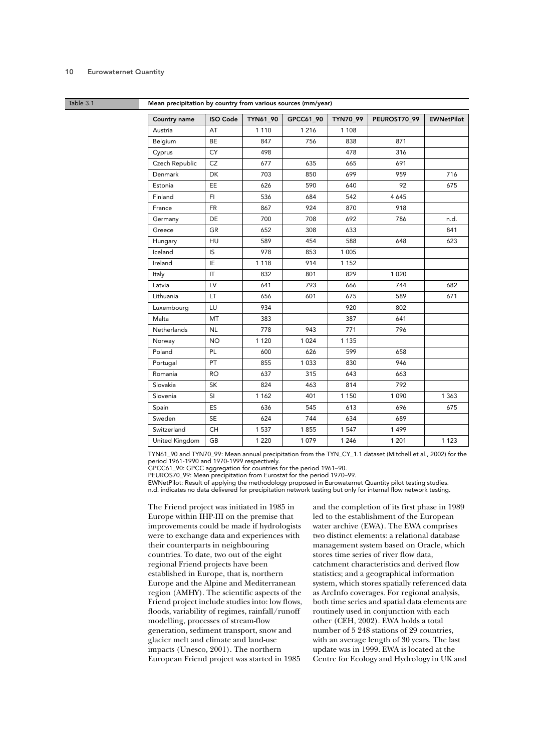Table 3.1 **Mean precipitation by country from various sources (mm/year)**

| Country name | ISO Code | TYN61_90 | GPCC61_90 | TYN70_99 | PEUROST70_99 | EWNetPilot |
|---|---|---|---|---|---|---|
| Austria | AT | 1 110 | 1 216 | 1 108 | | |
| Belgium | BE | 847 | 756 | 838 | 871 | |
| Cyprus | CY | 498 | | 478 | 316 | |
| Czech Republic | CZ | 677 | 635 | 665 | 691 | |
| Denmark | DK | 703 | 850 | 699 | 959 | 716 |
| Estonia | EE | 626 | 590 | 640 | 92 | 675 |
| Finland | FI | 536 | 684 | 542 | 4 645 | |
| France | FR | 867 | 924 | 870 | 918 | |
| Germany | DE | 700 | 708 | 692 | 786 | n.d. |
| Greece | GR | 652 | 308 | 633 | | 841 |
| Hungary | HU | 589 | 454 | 588 | 648 | 623 |
| Iceland | IS | 978 | 853 | 1 005 | | |
| Ireland | IE | 1 118 | 914 | 1 152 | | |
| Italy | IT | 832 | 801 | 829 | 1 020 | |
| Latvia | LV | 641 | 793 | 666 | 744 | 682 |
| Lithuania | LT | 656 | 601 | 675 | 589 | 671 |
| Luxembourg | LU | 934 | | 920 | 802 | |
| Malta | MT | 383 | | 387 | 641 | |
| Netherlands | NL | 778 | 943 | 771 | 796 | |
| Norway | NO | 1 120 | 1 024 | 1 135 | | |
| Poland | PL | 600 | 626 | 599 | 658 | |
| Portugal | PT | 855 | 1 033 | 830 | 946 | |
| Romania | RO | 637 | 315 | 643 | 663 | |
| Slovakia | SK | 824 | 463 | 814 | 792 | |
| Slovenia | SI | 1 162 | 401 | 1 150 | 1 090 | 1 363 |
| Spain | ES | 636 | 545 | 613 | 696 | 675 |
| Sweden | SE | 624 | 744 | 634 | 689 | |
| Switzerland | CH | 1 537 | 1 855 | 1 547 | 1 499 | |
| United Kingdom | GB | 1 220 | 1 079 | 1 246 | 1 201 | 1 123 |

TYN61_90 and TYN70_99: Mean annual precipitation from the TYN_CY_1.1 dataset (Mitchell et al., 2002) for the period 1961-1990 and 1970-1999 respectively.
GPCC61_90: GPCC aggregation for countries for the period 1961–90.
PEUROS70_99: Mean precipitation from Eurostat for the period 1970–99.
EWNetPilot: Result of applying the methodology proposed in Eurowaternet Quantity pilot testing studies.
n.d. indicates no data delivered for precipitation network testing but only for internal flow network testing.

The Friend project was initiated in 1985 in Europe within IHP-III on the premise that improvements could be made if hydrologists were to exchange data and experiences with their counterparts in neighbouring countries. To date, two out of the eight regional Friend projects have been established in Europe, that is, northern Europe and the Alpine and Mediterranean region (AMHY). The scientific aspects of the Friend project include studies into: low flows, floods, variability of regimes, rainfall/runoff modelling, processes of stream-flow generation, sediment transport, snow and glacier melt and climate and land-use impacts (Unesco, 2001). The northern European Friend project was started in 1985 and the completion of its first phase in 1989 led to the establishment of the European water archive (EWA). The EWA comprises two distinct elements: a relational database management system based on Oracle, which stores time series of river flow data, catchment characteristics and derived flow statistics; and a geographical information system, which stores spatially referenced data as ArcInfo coverages. For regional analysis, both time series and spatial data elements are routinely used in conjunction with each other (CEH, 2002). EWA holds a total number of 5 248 stations of 29 countries, with an average length of 30 years. The last update was in 1999. EWA is located at the Centre for Ecology and Hydrology in UK and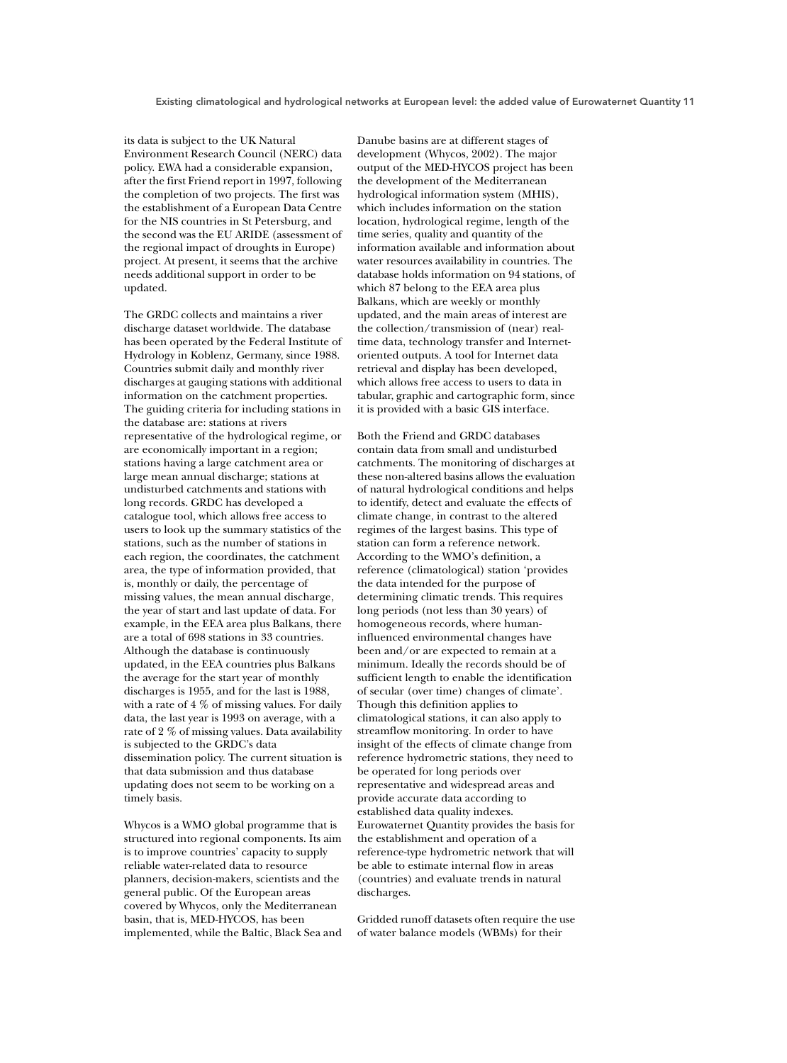its data is subject to the UK Natural Environment Research Council (NERC) data policy. EWA had a considerable expansion, after the first Friend report in 1997, following the completion of two projects. The first was the establishment of a European Data Centre for the NIS countries in St Petersburg, and the second was the EU ARIDE (assessment of the regional impact of droughts in Europe) project. At present, it seems that the archive needs additional support in order to be updated.

The GRDC collects and maintains a river discharge dataset worldwide. The database has been operated by the Federal Institute of Hydrology in Koblenz, Germany, since 1988. Countries submit daily and monthly river discharges at gauging stations with additional information on the catchment properties. The guiding criteria for including stations in the database are: stations at rivers representative of the hydrological regime, or are economically important in a region; stations having a large catchment area or large mean annual discharge; stations at undisturbed catchments and stations with long records. GRDC has developed a catalogue tool, which allows free access to users to look up the summary statistics of the stations, such as the number of stations in each region, the coordinates, the catchment area, the type of information provided, that is, monthly or daily, the percentage of missing values, the mean annual discharge, the year of start and last update of data. For example, in the EEA area plus Balkans, there are a total of 698 stations in 33 countries. Although the database is continuously updated, in the EEA countries plus Balkans the average for the start year of monthly discharges is 1955, and for the last is 1988, with a rate of 4 % of missing values. For daily data, the last year is 1993 on average, with a rate of 2 % of missing values. Data availability is subjected to the GRDC's data dissemination policy. The current situation is that data submission and thus database updating does not seem to be working on a timely basis.

Whycos is a WMO global programme that is structured into regional components. Its aim is to improve countries' capacity to supply reliable water-related data to resource planners, decision-makers, scientists and the general public. Of the European areas covered by Whycos, only the Mediterranean basin, that is, MED-HYCOS, has been implemented, while the Baltic, Black Sea and Danube basins are at different stages of development (Whycos, 2002). The major output of the MED-HYCOS project has been the development of the Mediterranean hydrological information system (MHIS), which includes information on the station location, hydrological regime, length of the time series, quality and quantity of the information available and information about water resources availability in countries. The database holds information on 94 stations, of which 87 belong to the EEA area plus Balkans, which are weekly or monthly updated, and the main areas of interest are the collection/transmission of (near) real-time data, technology transfer and Internet-oriented outputs. A tool for Internet data retrieval and display has been developed, which allows free access to users to data in tabular, graphic and cartographic form, since it is provided with a basic GIS interface.

Both the Friend and GRDC databases contain data from small and undisturbed catchments. The monitoring of discharges at these non-altered basins allows the evaluation of natural hydrological conditions and helps to identify, detect and evaluate the effects of climate change, in contrast to the altered regimes of the largest basins. This type of station can form a reference network. According to the WMO's definition, a reference (climatological) station 'provides the data intended for the purpose of determining climatic trends. This requires long periods (not less than 30 years) of homogeneous records, where human-influenced environmental changes have been and/or are expected to remain at a minimum. Ideally the records should be of sufficient length to enable the identification of secular (over time) changes of climate'. Though this definition applies to climatological stations, it can also apply to streamflow monitoring. In order to have insight of the effects of climate change from reference hydrometric stations, they need to be operated for long periods over representative and widespread areas and provide accurate data according to established data quality indexes. Eurowaternet Quantity provides the basis for the establishment and operation of a reference-type hydrometric network that will be able to estimate internal flow in areas (countries) and evaluate trends in natural discharges.

Gridded runoff datasets often require the use of water balance models (WBMs) for their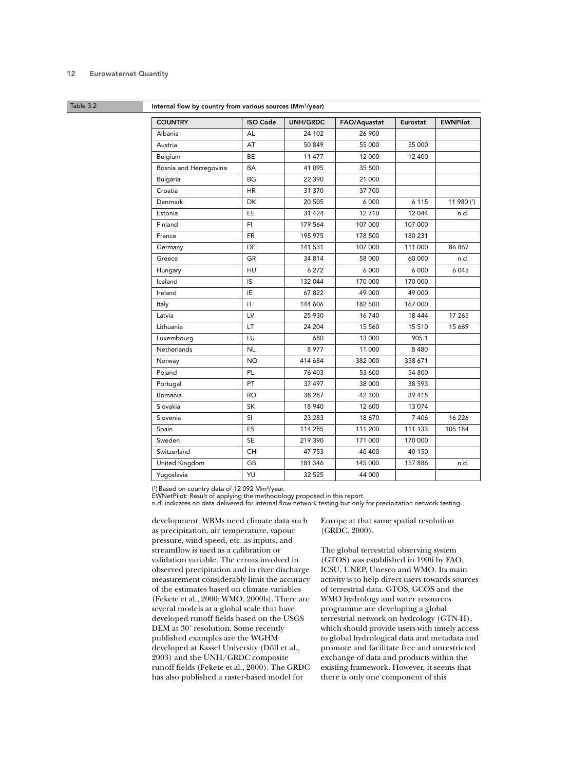Table 3.2 Internal flow by country from various sources (Mm³/year)

| COUNTRY | ISO Code | UNH/GRDC | FAO/Aquastat | Eurostat | EWNPilot |
|---|---|---|---|---|---|
| Albania | AL | 24 102 | 26 900 | | |
| Austria | AT | 50 849 | 55 000 | 55 000 | |
| Belgium | BE | 11 477 | 12 000 | 12 400 | |
| Bosnia and Herzegovina | BA | 41 095 | 35 500 | | |
| Bulgaria | BG | 22 390 | 21 000 | | |
| Croatia | HR | 31 370 | 37 700 | | |
| Denmark | DK | 20 505 | 6 000 | 6 115 | 11 980 (1) |
| Estonia | EE | 31 424 | 12 710 | 12 044 | n.d. |
| Finland | FI | 179 564 | 107 000 | 107 000 | |
| France | FR | 195 975 | 178 500 | 180 231 | |
| Germany | DE | 141 531 | 107 000 | 111 000 | 86 867 |
| Greece | GR | 34 814 | 58 000 | 60 000 | n.d. |
| Hungary | HU | 6 272 | 6 000 | 6 000 | 6 045 |
| Iceland | IS | 132 044 | 170 000 | 170 000 | |
| Ireland | IE | 67 822 | 49 000 | 49 000 | |
| Italy | IT | 144 606 | 182 500 | 167 000 | |
| Latvia | LV | 25 930 | 16 740 | 18 444 | 17 265 |
| Lithuania | LT | 24 204 | 15 560 | 15 510 | 15 669 |
| Luxembourg | LU | 680 | 13 000 | 905.1 | |
| Netherlands | NL | 8 977 | 11 000 | 8 480 | |
| Norway | NO | 414 684 | 382 000 | 358 671 | |
| Poland | PL | 76 403 | 53 600 | 54 800 | |
| Portugal | PT | 37 497 | 38 000 | 38 593 | |
| Romania | RO | 38 287 | 42 300 | 39 415 | |
| Slovakia | SK | 18 940 | 12 600 | 13 074 | |
| Slovenia | SI | 23 283 | 18 670 | 7 406 | 16 226 |
| Spain | ES | 114 285 | 111 200 | 111 133 | 105 184 |
| Sweden | SE | 219 390 | 171 000 | 170 000 | |
| Switzerland | CH | 47 753 | 40 400 | 40 150 | |
| United Kingdom | GB | 181 346 | 145 000 | 157 886 | n.d. |
| Yugoslavia | YU | 32 525 | 44 000 | | |

(1) Based on country data of 12 092 Mm³/year.
EWNetPilot: Result of applying the methodology proposed in this report.
n.d. indicates no data delivered for internal flow network testing but only for precipitation network testing.

development. WBMs need climate data such as precipitation, air temperature, vapour pressure, wind speed, etc. as inputs, and streamflow is used as a calibration or validation variable. The errors involved in observed precipitation and in river discharge measurement considerably limit the accuracy of the estimates based on climate variables (Fekete et al., 2000; WMO, 2000b). There are several models at a global scale that have developed runoff fields based on the USGS DEM at 30' resolution. Some recently published examples are the WGHM developed at Kassel University (Döll et al., 2003) and the UNH/GRDC composite runoff fields (Fekete et al., 2000). The GRDC has also published a raster-based model for Europe at that same spatial resolution (GRDC, 2000).

The global terrestrial observing system (GTOS) was established in 1996 by FAO, ICSU, UNEP, Unesco and WMO. Its main activity is to help direct users towards sources of terrestrial data. GTOS, GCOS and the WMO hydrology and water resources programme are developing a global terrestrial network on hydrology (GTN-H), which should provide users with timely access to global hydrological data and metadata and promote and facilitate free and unrestricted exchange of data and products within the existing framework. However, it seems that there is only one component of this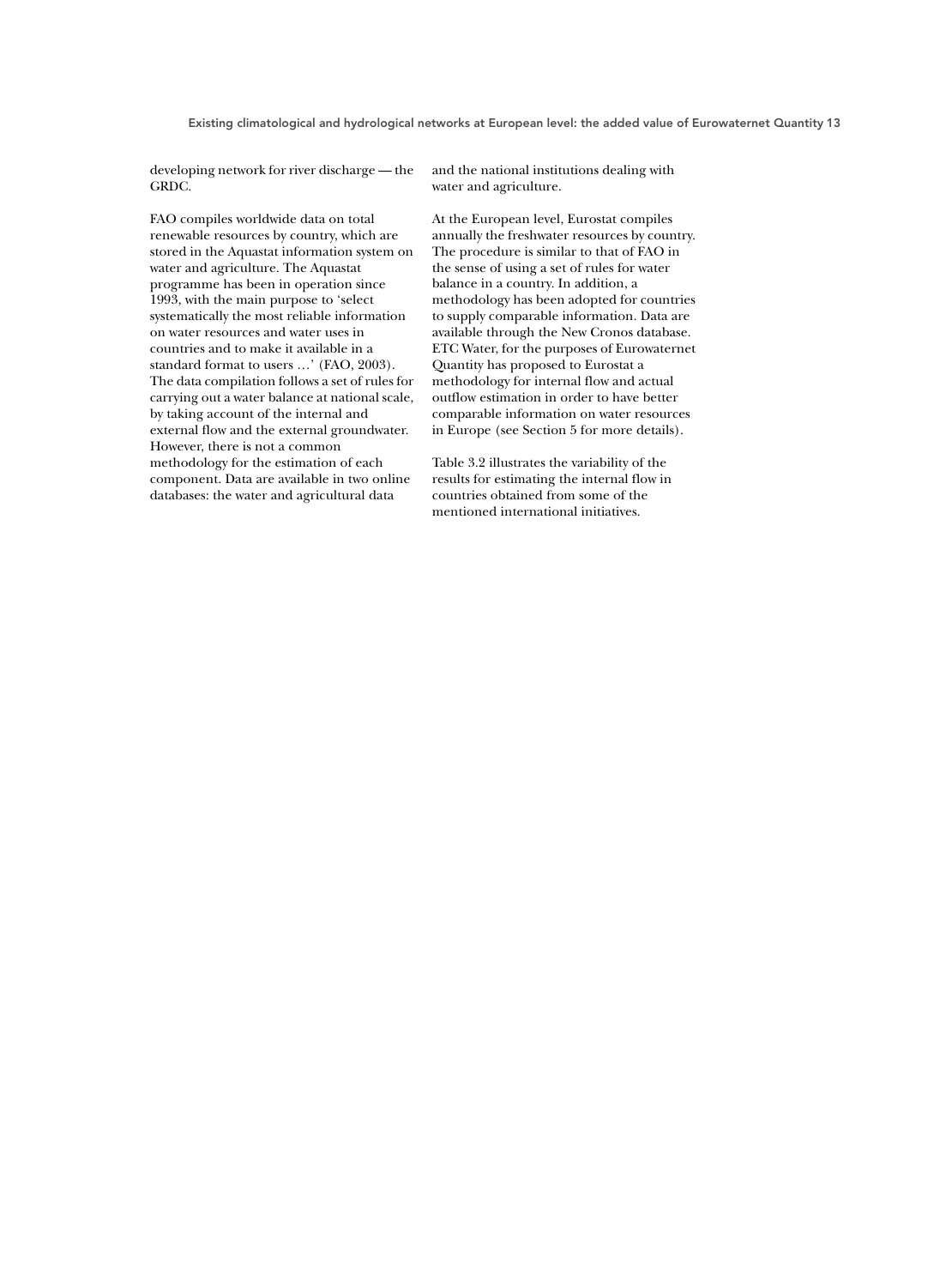developing network for river discharge — the GRDC.

FAO compiles worldwide data on total renewable resources by country, which are stored in the Aquastat information system on water and agriculture. The Aquastat programme has been in operation since 1993, with the main purpose to 'select systematically the most reliable information on water resources and water uses in countries and to make it available in a standard format to users …' (FAO, 2003). The data compilation follows a set of rules for carrying out a water balance at national scale, by taking account of the internal and external flow and the external groundwater. However, there is not a common methodology for the estimation of each component. Data are available in two online databases: the water and agricultural data and the national institutions dealing with water and agriculture.

At the European level, Eurostat compiles annually the freshwater resources by country. The procedure is similar to that of FAO in the sense of using a set of rules for water balance in a country. In addition, a methodology has been adopted for countries to supply comparable information. Data are available through the New Cronos database. ETC Water, for the purposes of Eurowaternet Quantity has proposed to Eurostat a methodology for internal flow and actual outflow estimation in order to have better comparable information on water resources in Europe (see Section 5 for more details).

Table 3.2 illustrates the variability of the results for estimating the internal flow in countries obtained from some of the mentioned international initiatives.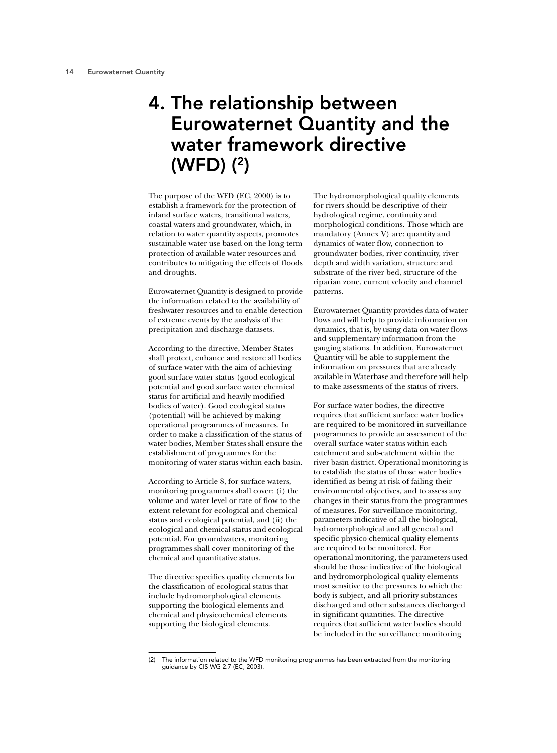# 4. The relationship between Eurowaternet Quantity and the water framework directive (WFD) [2]

The purpose of the WFD (EC, 2000) is to establish a framework for the protection of inland surface waters, transitional waters, coastal waters and groundwater, which, in relation to water quantity aspects, promotes sustainable water use based on the long-term protection of available water resources and contributes to mitigating the effects of floods and droughts.

Eurowaternet Quantity is designed to provide the information related to the availability of freshwater resources and to enable detection of extreme events by the analysis of the precipitation and discharge datasets.

According to the directive, Member States shall protect, enhance and restore all bodies of surface water with the aim of achieving good surface water status (good ecological potential and good surface water chemical status for artificial and heavily modified bodies of water). Good ecological status (potential) will be achieved by making operational programmes of measures. In order to make a classification of the status of water bodies, Member States shall ensure the establishment of programmes for the monitoring of water status within each basin.

According to Article 8, for surface waters, monitoring programmes shall cover: (i) the volume and water level or rate of flow to the extent relevant for ecological and chemical status and ecological potential, and (ii) the ecological and chemical status and ecological potential. For groundwaters, monitoring programmes shall cover monitoring of the chemical and quantitative status.

The directive specifies quality elements for the classification of ecological status that include hydromorphological elements supporting the biological elements and chemical and physicochemical elements supporting the biological elements.

The hydromorphological quality elements for rivers should be descriptive of their hydrological regime, continuity and morphological conditions. Those which are mandatory (Annex V) are: quantity and dynamics of water flow, connection to groundwater bodies, river continuity, river depth and width variation, structure and substrate of the river bed, structure of the riparian zone, current velocity and channel patterns.

Eurowaternet Quantity provides data of water flows and will help to provide information on dynamics, that is, by using data on water flows and supplementary information from the gauging stations. In addition, Eurowaternet Quantity will be able to supplement the information on pressures that are already available in Waterbase and therefore will help to make assessments of the status of rivers.

For surface water bodies, the directive requires that sufficient surface water bodies are required to be monitored in surveillance programmes to provide an assessment of the overall surface water status within each catchment and sub-catchment within the river basin district. Operational monitoring is to establish the status of those water bodies identified as being at risk of failing their environmental objectives, and to assess any changes in their status from the programmes of measures. For surveillance monitoring, parameters indicative of all the biological, hydromorphological and all general and specific physico-chemical quality elements are required to be monitored. For operational monitoring, the parameters used should be those indicative of the biological and hydromorphological quality elements most sensitive to the pressures to which the body is subject, and all priority substances discharged and other substances discharged in significant quantities. The directive requires that sufficient water bodies should be included in the surveillance monitoring

---

(2) The information related to the WFD monitoring programmes has been extracted from the monitoring guidance by CIS WG 2.7 (EC, 2003).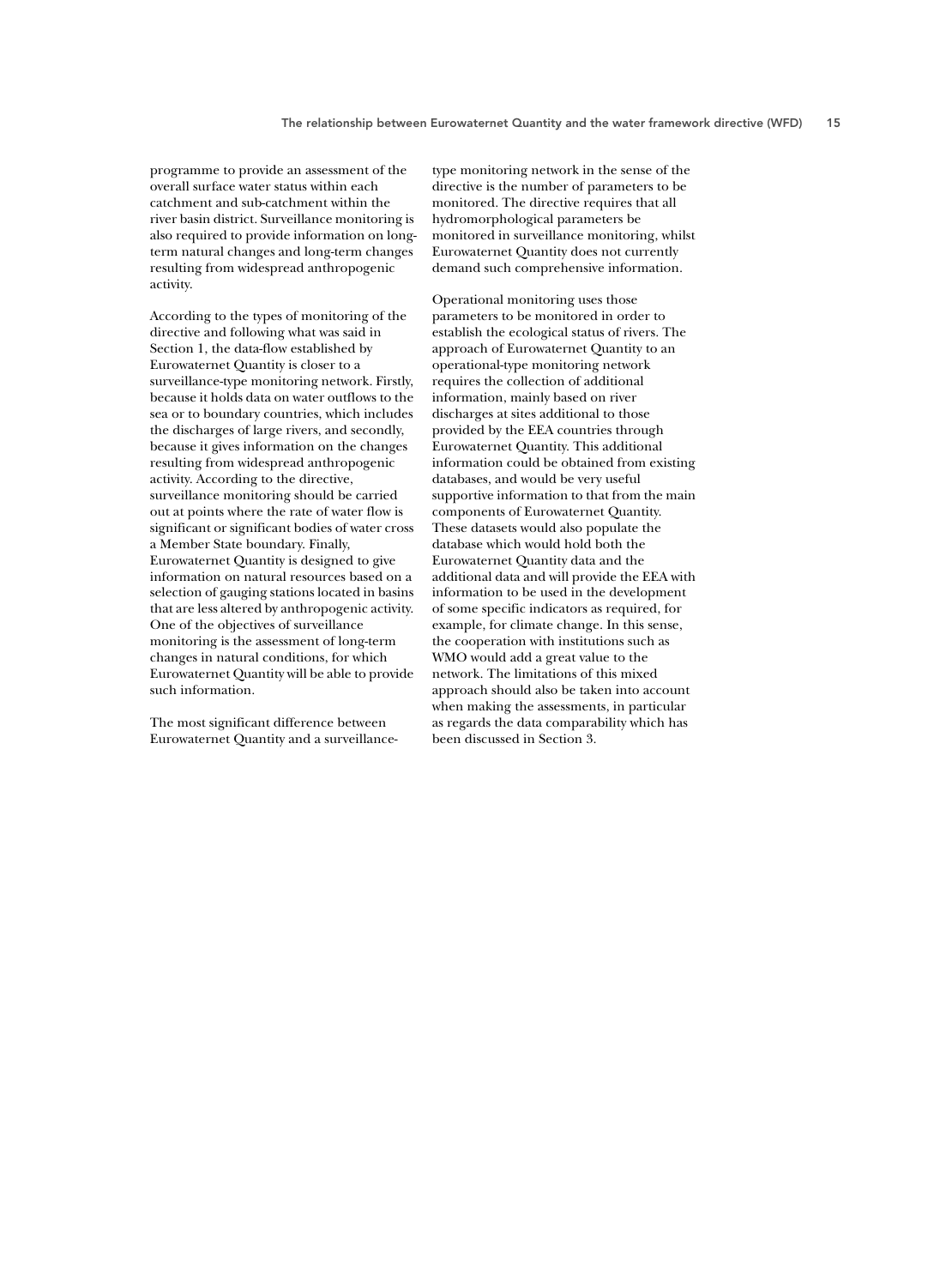programme to provide an assessment of the overall surface water status within each catchment and sub-catchment within the river basin district. Surveillance monitoring is also required to provide information on long-term natural changes and long-term changes resulting from widespread anthropogenic activity.

According to the types of monitoring of the directive and following what was said in Section 1, the data-flow established by Eurowaternet Quantity is closer to a surveillance-type monitoring network. Firstly, because it holds data on water outflows to the sea or to boundary countries, which includes the discharges of large rivers, and secondly, because it gives information on the changes resulting from widespread anthropogenic activity. According to the directive, surveillance monitoring should be carried out at points where the rate of water flow is significant or significant bodies of water cross a Member State boundary. Finally, Eurowaternet Quantity is designed to give information on natural resources based on a selection of gauging stations located in basins that are less altered by anthropogenic activity. One of the objectives of surveillance monitoring is the assessment of long-term changes in natural conditions, for which Eurowaternet Quantity will be able to provide such information.

The most significant difference between Eurowaternet Quantity and a surveillance-type monitoring network in the sense of the directive is the number of parameters to be monitored. The directive requires that all hydromorphological parameters be monitored in surveillance monitoring, whilst Eurowaternet Quantity does not currently demand such comprehensive information.

Operational monitoring uses those parameters to be monitored in order to establish the ecological status of rivers. The approach of Eurowaternet Quantity to an operational-type monitoring network requires the collection of additional information, mainly based on river discharges at sites additional to those provided by the EEA countries through Eurowaternet Quantity. This additional information could be obtained from existing databases, and would be very useful supportive information to that from the main components of Eurowaternet Quantity. These datasets would also populate the database which would hold both the Eurowaternet Quantity data and the additional data and will provide the EEA with information to be used in the development of some specific indicators as required, for example, for climate change. In this sense, the cooperation with institutions such as WMO would add a great value to the network. The limitations of this mixed approach should also be taken into account when making the assessments, in particular as regards the data comparability which has been discussed in Section 3.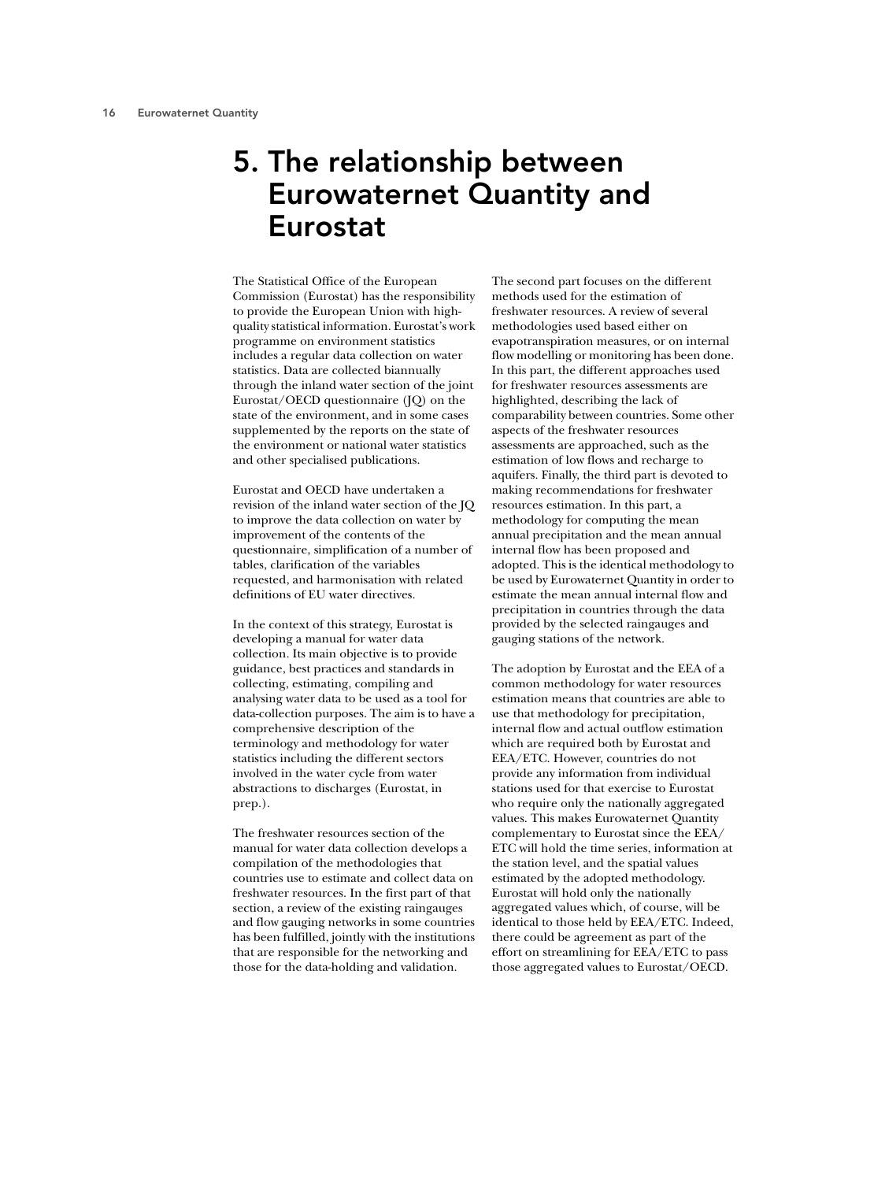# 5. The relationship between Eurowaternet Quantity and Eurostat

The Statistical Office of the European Commission (Eurostat) has the responsibility to provide the European Union with high-quality statistical information. Eurostat's work programme on environment statistics includes a regular data collection on water statistics. Data are collected biannually through the inland water section of the joint Eurostat/OECD questionnaire (JQ) on the state of the environment, and in some cases supplemented by the reports on the state of the environment or national water statistics and other specialised publications.

Eurostat and OECD have undertaken a revision of the inland water section of the JQ to improve the data collection on water by improvement of the contents of the questionnaire, simplification of a number of tables, clarification of the variables requested, and harmonisation with related definitions of EU water directives.

In the context of this strategy, Eurostat is developing a manual for water data collection. Its main objective is to provide guidance, best practices and standards in collecting, estimating, compiling and analysing water data to be used as a tool for data-collection purposes. The aim is to have a comprehensive description of the terminology and methodology for water statistics including the different sectors involved in the water cycle from water abstractions to discharges (Eurostat, in prep.).

The freshwater resources section of the manual for water data collection develops a compilation of the methodologies that countries use to estimate and collect data on freshwater resources. In the first part of that section, a review of the existing raingauges and flow gauging networks in some countries has been fulfilled, jointly with the institutions that are responsible for the networking and those for the data-holding and validation.

The second part focuses on the different methods used for the estimation of freshwater resources. A review of several methodologies used based either on evapotranspiration measures, or on internal flow modelling or monitoring has been done. In this part, the different approaches used for freshwater resources assessments are highlighted, describing the lack of comparability between countries. Some other aspects of the freshwater resources assessments are approached, such as the estimation of low flows and recharge to aquifers. Finally, the third part is devoted to making recommendations for freshwater resources estimation. In this part, a methodology for computing the mean annual precipitation and the mean annual internal flow has been proposed and adopted. This is the identical methodology to be used by Eurowaternet Quantity in order to estimate the mean annual internal flow and precipitation in countries through the data provided by the selected raingauges and gauging stations of the network.

The adoption by Eurostat and the EEA of a common methodology for water resources estimation means that countries are able to use that methodology for precipitation, internal flow and actual outflow estimation which are required both by Eurostat and EEA/ETC. However, countries do not provide any information from individual stations used for that exercise to Eurostat who require only the nationally aggregated values. This makes Eurowaternet Quantity complementary to Eurostat since the EEA/ETC will hold the time series, information at the station level, and the spatial values estimated by the adopted methodology. Eurostat will hold only the nationally aggregated values which, of course, will be identical to those held by EEA/ETC. Indeed, there could be agreement as part of the effort on streamlining for EEA/ETC to pass those aggregated values to Eurostat/OECD.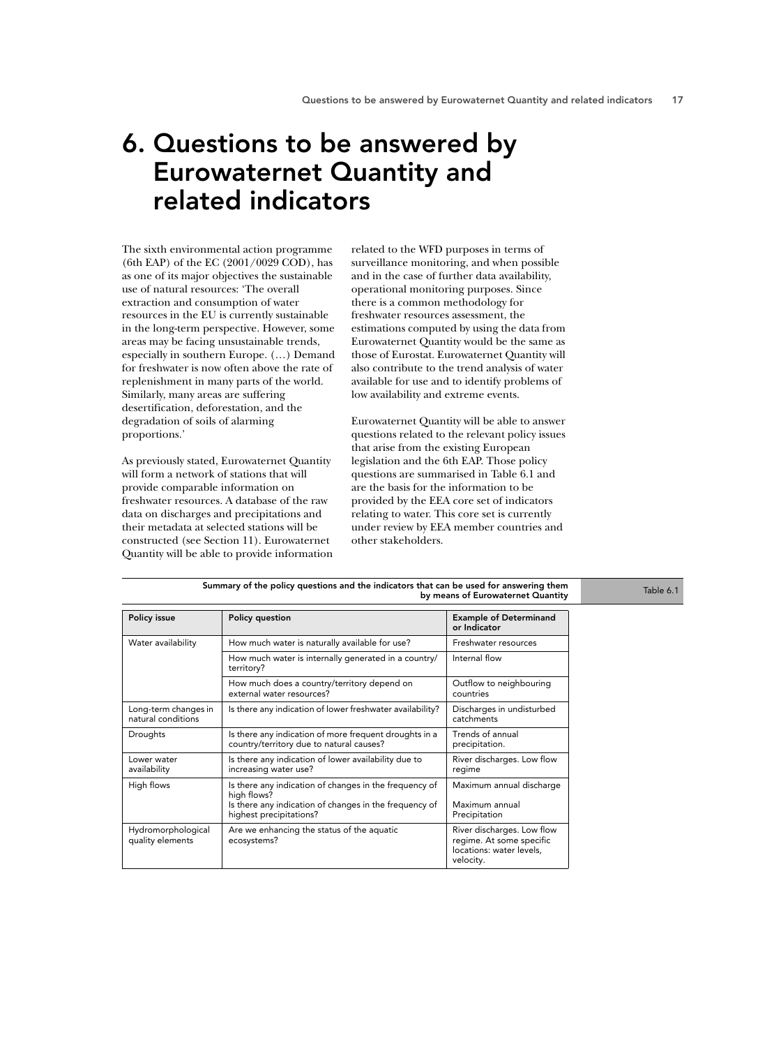# 6. Questions to be answered by Eurowaternet Quantity and related indicators

The sixth environmental action programme (6th EAP) of the EC (2001/0029 COD), has as one of its major objectives the sustainable use of natural resources: 'The overall extraction and consumption of water resources in the EU is currently sustainable in the long-term perspective. However, some areas may be facing unsustainable trends, especially in southern Europe. (…) Demand for freshwater is now often above the rate of replenishment in many parts of the world. Similarly, many areas are suffering desertification, deforestation, and the degradation of soils of alarming proportions.'

As previously stated, Eurowaternet Quantity will form a network of stations that will provide comparable information on freshwater resources. A database of the raw data on discharges and precipitations and their metadata at selected stations will be constructed (see Section 11). Eurowaternet Quantity will be able to provide information related to the WFD purposes in terms of surveillance monitoring, and when possible and in the case of further data availability, operational monitoring purposes. Since there is a common methodology for freshwater resources assessment, the estimations computed by using the data from Eurowaternet Quantity would be the same as those of Eurostat. Eurowaternet Quantity will also contribute to the trend analysis of water available for use and to identify problems of low availability and extreme events.

Eurowaternet Quantity will be able to answer questions related to the relevant policy issues that arise from the existing European legislation and the 6th EAP. Those policy questions are summarised in Table 6.1 and are the basis for the information to be provided by the EEA core set of indicators relating to water. This core set is currently under review by EEA member countries and other stakeholders.

**Table 6.1 Summary of the policy questions and the indicators that can be used for answering them by means of Eurowaternet Quantity**

| Policy issue | Policy question | Example of Determinand or Indicator |
|---|---|---|
| Water availability | How much water is naturally available for use? | Freshwater resources |
| | How much water is internally generated in a country/ territory? | Internal flow |
| | How much does a country/territory depend on external water resources? | Outflow to neighbouring countries |
| Long-term changes in natural conditions | Is there any indication of lower freshwater availability? | Discharges in undisturbed catchments |
| Droughts | Is there any indication of more frequent droughts in a country/territory due to natural causes? | Trends of annual precipitation. |
| Lower water availability | Is there any indication of lower availability due to increasing water use? | River discharges. Low flow regime |
| High flows | Is there any indication of changes in the frequency of high flows? | Maximum annual discharge |
| | Is there any indication of changes in the frequency of highest precipitations? | Maximum annual Precipitation |
| Hydromorphological quality elements | Are we enhancing the status of the aquatic ecosystems? | River discharges. Low flow regime. At some specific locations: water levels, velocity. |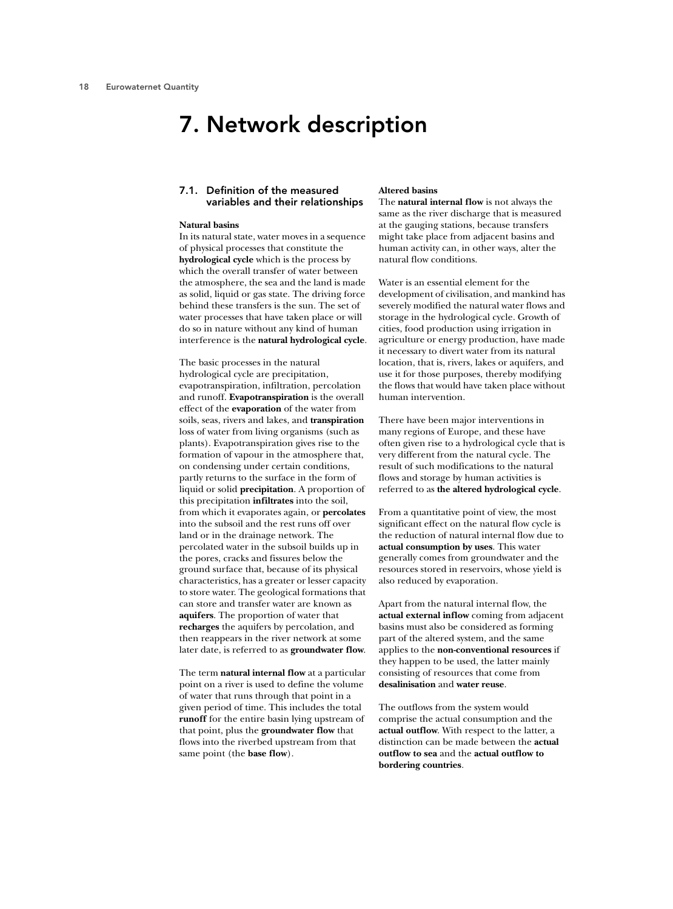# 7. Network description

## 7.1. Definition of the measured variables and their relationships

**Natural basins**

In its natural state, water moves in a sequence of physical processes that constitute the **hydrological cycle** which is the process by which the overall transfer of water between the atmosphere, the sea and the land is made as solid, liquid or gas state. The driving force behind these transfers is the sun. The set of water processes that have taken place or will do so in nature without any kind of human interference is the **natural hydrological cycle**.

The basic processes in the natural hydrological cycle are precipitation, evapotranspiration, infiltration, percolation and runoff. **Evapotranspiration** is the overall effect of the **evaporation** of the water from soils, seas, rivers and lakes, and **transpiration** loss of water from living organisms (such as plants). Evapotranspiration gives rise to the formation of vapour in the atmosphere that, on condensing under certain conditions, partly returns to the surface in the form of liquid or solid **precipitation**. A proportion of this precipitation **infiltrates** into the soil, from which it evaporates again, or **percolates** into the subsoil and the rest runs off over land or in the drainage network. The percolated water in the subsoil builds up in the pores, cracks and fissures below the ground surface that, because of its physical characteristics, has a greater or lesser capacity to store water. The geological formations that can store and transfer water are known as **aquifers**. The proportion of water that **recharges** the aquifers by percolation, and then reappears in the river network at some later date, is referred to as **groundwater flow**.

The term **natural internal flow** at a particular point on a river is used to define the volume of water that runs through that point in a given period of time. This includes the total **runoff** for the entire basin lying upstream of that point, plus the **groundwater flow** that flows into the riverbed upstream from that same point (the **base flow**).

**Altered basins**

The **natural internal flow** is not always the same as the river discharge that is measured at the gauging stations, because transfers might take place from adjacent basins and human activity can, in other ways, alter the natural flow conditions.

Water is an essential element for the development of civilisation, and mankind has severely modified the natural water flows and storage in the hydrological cycle. Growth of cities, food production using irrigation in agriculture or energy production, have made it necessary to divert water from its natural location, that is, rivers, lakes or aquifers, and use it for those purposes, thereby modifying the flows that would have taken place without human intervention.

There have been major interventions in many regions of Europe, and these have often given rise to a hydrological cycle that is very different from the natural cycle. The result of such modifications to the natural flows and storage by human activities is referred to as **the altered hydrological cycle**.

From a quantitative point of view, the most significant effect on the natural flow cycle is the reduction of natural internal flow due to **actual consumption by uses**. This water generally comes from groundwater and the resources stored in reservoirs, whose yield is also reduced by evaporation.

Apart from the natural internal flow, the **actual external inflow** coming from adjacent basins must also be considered as forming part of the altered system, and the same applies to the **non-conventional resources** if they happen to be used, the latter mainly consisting of resources that come from **desalinisation** and **water reuse**.

The outflows from the system would comprise the actual consumption and the **actual outflow**. With respect to the latter, a distinction can be made between the **actual outflow to sea** and the **actual outflow to bordering countries**.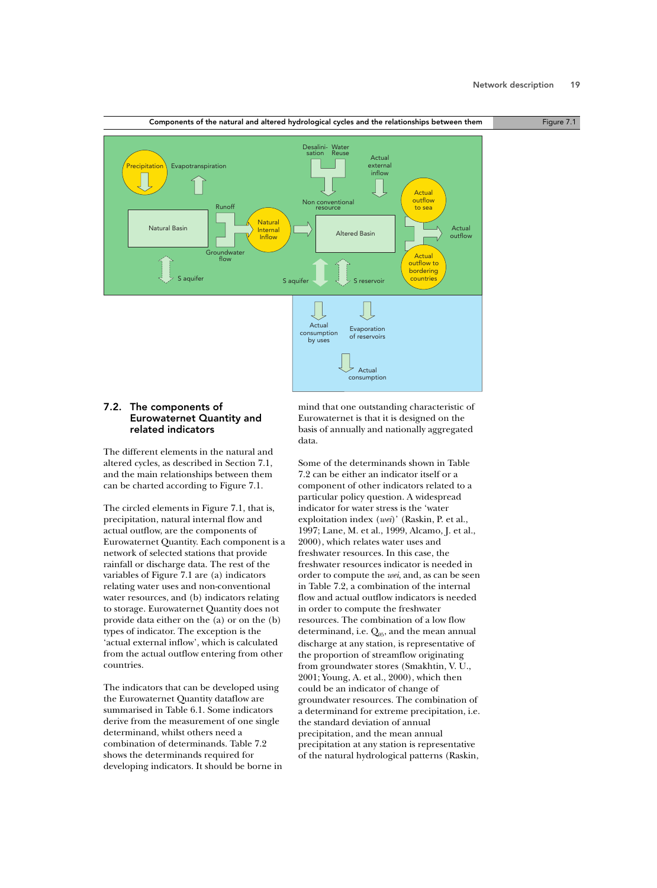**Components of the natural and altered hydrological cycles and the relationships between them** — Figure 7.1

Precipitation | Evapotranspiration | Natural Basin | Runoff | Groundwater flow | Natural Internal Inflow | S aquifer | Desalini-sation | Water Reuse | Non conventional resource | Actual external inflow | Altered Basin | Actual outflow to sea | Actual outflow | Actual outflow to bordering countries | S aquifer | S reservoir | Actual consumption by uses | Evaporation of reservoirs | Actual consumption

## 7.2. The components of Eurowaternet Quantity and related indicators

The different elements in the natural and altered cycles, as described in Section 7.1, and the main relationships between them can be charted according to Figure 7.1.

The circled elements in Figure 7.1, that is, precipitation, natural internal flow and actual outflow, are the components of Eurowaternet Quantity. Each component is a network of selected stations that provide rainfall or discharge data. The rest of the variables of Figure 7.1 are (a) indicators relating water uses and non-conventional water resources, and (b) indicators relating to storage. Eurowaternet Quantity does not provide data either on the (a) or on the (b) types of indicator. The exception is the 'actual external inflow', which is calculated from the actual outflow entering from other countries.

The indicators that can be developed using the Eurowaternet Quantity dataflow are summarised in Table 6.1. Some indicators derive from the measurement of one single determinand, whilst others need a combination of determinands. Table 7.2 shows the determinands required for developing indicators. It should be borne in mind that one outstanding characteristic of Eurowaternet is that it is designed on the basis of annually and nationally aggregated data.

Some of the determinands shown in Table 7.2 can be either an indicator itself or a component of other indicators related to a particular policy question. A widespread indicator for water stress is the 'water exploitation index (*wei*)' (Raskin, P. et al., 1997; Lane, M. et al., 1999, Alcamo, J. et al., 2000), which relates water uses and freshwater resources. In this case, the freshwater resources indicator is needed in order to compute the *wei*, and, as can be seen in Table 7.2, a combination of the internal flow and actual outflow indicators is needed in order to compute the freshwater resources. The combination of a low flow determinand, i.e. $Q_{95}$, and the mean annual discharge at any station, is representative of the proportion of streamflow originating from groundwater stores (Smakhtin, V. U., 2001; Young, A. et al., 2000), which then could be an indicator of change of groundwater resources. The combination of a determinand for extreme precipitation, i.e. the standard deviation of annual precipitation, and the mean annual precipitation at any station is representative of the natural hydrological patterns (Raskin,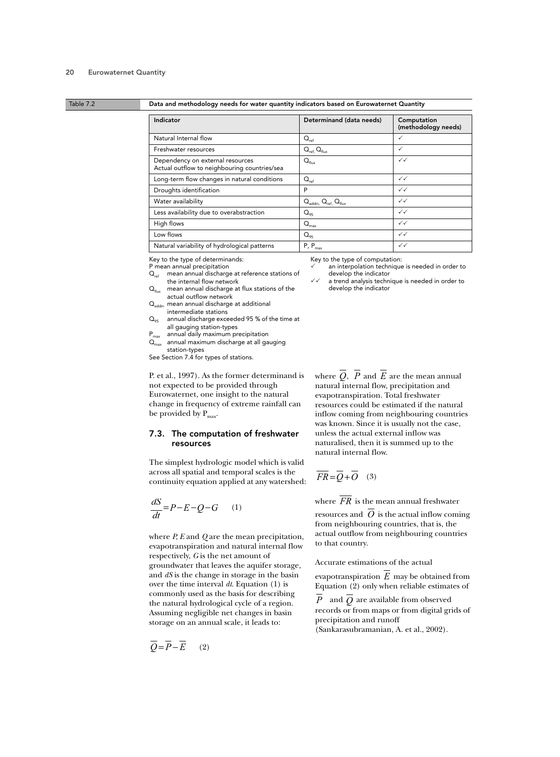Table 7.2 **Data and methodology needs for water quantity indicators based on Eurowaternet Quantity**

| Indicator | Determinand (data needs) | Computation (methodology needs) |
|---|---|---|
| Natural Internal flow | $Q_{ref}$ | ✓ |
| Freshwater resources | $Q_{ref}$, $Q_{flux}$ | ✓ |
| Dependency on external resources<br>Actual outflow to neighbouring countries/sea | $Q_{flux}$ | ✓✓ |
| Long-term flow changes in natural conditions | $Q_{ref}$ | ✓✓ |
| Droughts identification | P | ✓✓ |
| Water availability | $Q_{addin}$, $Q_{ref}$, $Q_{flux}$ | ✓✓ |
| Less availability due to overabstraction | $Q_{95}$ | ✓✓ |
| High flows | $Q_{max}$ | ✓✓ |
| Low flows | $Q_{95}$ | ✓✓ |
| Natural variability of hydrological patterns | P, $P_{max}$ | ✓✓ |

Key to the type of determinands:
- P mean annual precipitation
- $Q_{ref}$ mean annual discharge at reference stations of the internal flow network
- $Q_{flux}$ mean annual discharge at flux stations of the actual outflow network
- $Q_{addin}$ mean annual discharge at additional intermediate stations
- $Q_{95}$ annual discharge exceeded 95 % of the time at all gauging station-types
- $P_{max}$ annual daily maximum precipitation
- $Q_{max}$ annual maximum discharge at all gauging station-types

See Section 7.4 for types of stations.

Key to the type of computation:
- ✓ an interpolation technique is needed in order to develop the indicator
- ✓✓ a trend analysis technique is needed in order to develop the indicator

P. et al., 1997). As the former determinand is not expected to be provided through Eurowaternet, one insight to the natural change in frequency of extreme rainfall can be provided by $P_{max}$.

## 7.3. The computation of freshwater resources

The simplest hydrologic model which is valid across all spatial and temporal scales is the continuity equation applied at any watershed:

$$\frac{dS}{dt} = P - E - Q - G \qquad (1)$$

where *P*, *E* and *Q* are the mean precipitation, evapotranspiration and natural internal flow respectively, *G* is the net amount of groundwater that leaves the aquifer storage, and *dS* is the change in storage in the basin over the time interval *dt*. Equation (1) is commonly used as the basis for describing the natural hydrological cycle of a region. Assuming negligible net changes in basin storage on an annual scale, it leads to:

$$\overline{Q} = \overline{P} - \overline{E} \qquad (2)$$

where $\overline{Q}$, $\overline{P}$ and $\overline{E}$ are the mean annual natural internal flow, precipitation and evapotranspiration. Total freshwater resources could be estimated if the natural inflow coming from neighbouring countries was known. Since it is usually not the case, unless the actual external inflow was naturalised, then it is summed up to the natural internal flow.

$$\overline{FR} = \overline{Q} + \overline{O} \qquad (3)$$

where $\overline{FR}$ is the mean annual freshwater resources and $\overline{O}$ is the actual inflow coming from neighbouring countries, that is, the actual outflow from neighbouring countries to that country.

Accurate estimations of the actual evapotranspiration $\overline{E}$ may be obtained from Equation (2) only when reliable estimates of $\overline{P}$ and $\overline{Q}$ are available from observed records or from maps or from digital grids of precipitation and runoff (Sankarasubramanian, A. et al., 2002).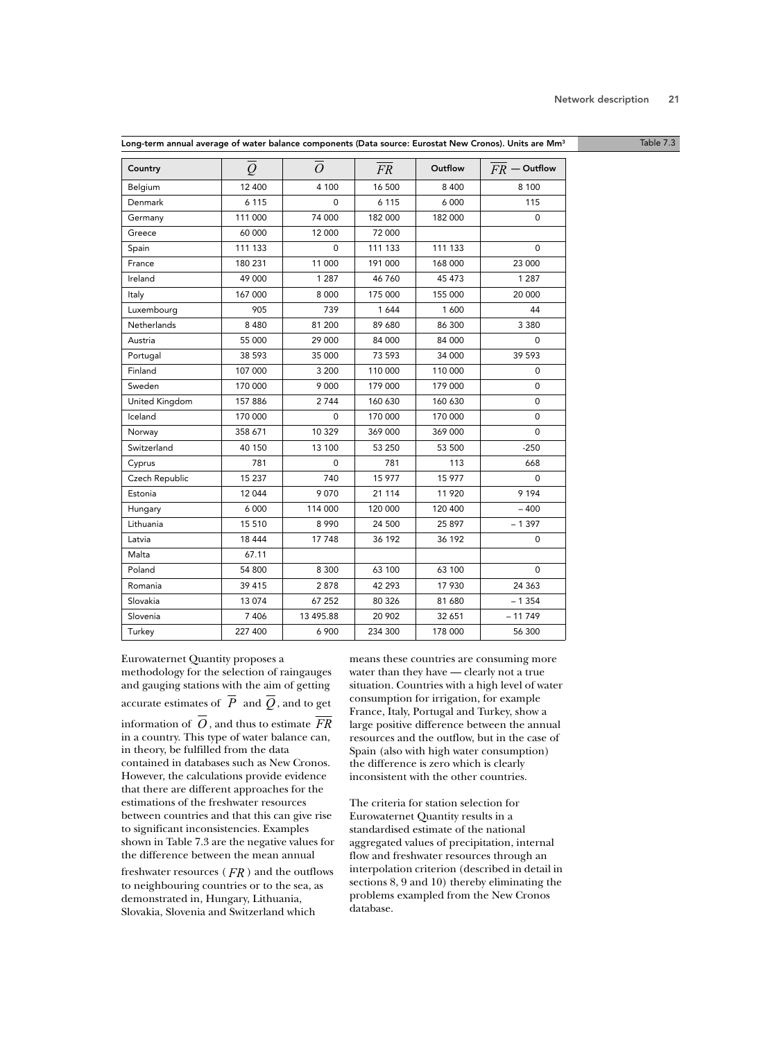Long-term annual average of water balance components (Data source: Eurostat New Cronos). Units are Mm³

Table 7.3

| Country | $\overline{Q}$ | $\overline{O}$ | $\overline{FR}$ | Outflow | $\overline{FR}$ — Outflow |
|---|---|---|---|---|---|
| Belgium | 12 400 | 4 100 | 16 500 | 8 400 | 8 100 |
| Denmark | 6 115 | 0 | 6 115 | 6 000 | 115 |
| Germany | 111 000 | 74 000 | 182 000 | 182 000 | 0 |
| Greece | 60 000 | 12 000 | 72 000 | | |
| Spain | 111 133 | 0 | 111 133 | 111 133 | 0 |
| France | 180 231 | 11 000 | 191 000 | 168 000 | 23 000 |
| Ireland | 49 000 | 1 287 | 46 760 | 45 473 | 1 287 |
| Italy | 167 000 | 8 000 | 175 000 | 155 000 | 20 000 |
| Luxembourg | 905 | 739 | 1 644 | 1 600 | 44 |
| Netherlands | 8 480 | 81 200 | 89 680 | 86 300 | 3 380 |
| Austria | 55 000 | 29 000 | 84 000 | 84 000 | 0 |
| Portugal | 38 593 | 35 000 | 73 593 | 34 000 | 39 593 |
| Finland | 107 000 | 3 200 | 110 000 | 110 000 | 0 |
| Sweden | 170 000 | 9 000 | 179 000 | 179 000 | 0 |
| United Kingdom | 157 886 | 2 744 | 160 630 | 160 630 | 0 |
| Iceland | 170 000 | 0 | 170 000 | 170 000 | 0 |
| Norway | 358 671 | 10 329 | 369 000 | 369 000 | 0 |
| Switzerland | 40 150 | 13 100 | 53 250 | 53 500 | -250 |
| Cyprus | 781 | 0 | 781 | 113 | 668 |
| Czech Republic | 15 237 | 740 | 15 977 | 15 977 | 0 |
| Estonia | 12 044 | 9 070 | 21 114 | 11 920 | 9 194 |
| Hungary | 6 000 | 114 000 | 120 000 | 120 400 | – 400 |
| Lithuania | 15 510 | 8 990 | 24 500 | 25 897 | – 1 397 |
| Latvia | 18 444 | 17 748 | 36 192 | 36 192 | 0 |
| Malta | 67.11 | | | | |
| Poland | 54 800 | 8 300 | 63 100 | 63 100 | 0 |
| Romania | 39 415 | 2 878 | 42 293 | 17 930 | 24 363 |
| Slovakia | 13 074 | 67 252 | 80 326 | 81 680 | – 1 354 |
| Slovenia | 7 406 | 13 495.88 | 20 902 | 32 651 | – 11 749 |
| Turkey | 227 400 | 6 900 | 234 300 | 178 000 | 56 300 |

Eurowaternet Quantity proposes a methodology for the selection of raingauges and gauging stations with the aim of getting accurate estimates of $\overline{P}$ and $\overline{Q}$, and to get information of $\overline{O}$, and thus to estimate $\overline{FR}$ in a country. This type of water balance can, in theory, be fulfilled from the data contained in databases such as New Cronos. However, the calculations provide evidence that there are different approaches for the estimations of the freshwater resources between countries and that this can give rise to significant inconsistencies. Examples shown in Table 7.3 are the negative values for the difference between the mean annual freshwater resources ($\overline{FR}$) and the outflows to neighbouring countries or to the sea, as demonstrated in, Hungary, Lithuania, Slovakia, Slovenia and Switzerland which means these countries are consuming more water than they have — clearly not a true situation. Countries with a high level of water consumption for irrigation, for example France, Italy, Portugal and Turkey, show a large positive difference between the annual resources and the outflow, but in the case of Spain (also with high water consumption) the difference is zero which is clearly inconsistent with the other countries.

The criteria for station selection for Eurowaternet Quantity results in a standardised estimate of the national aggregated values of precipitation, internal flow and freshwater resources through an interpolation criterion (described in detail in sections 8, 9 and 10) thereby eliminating the problems exampled from the New Cronos database.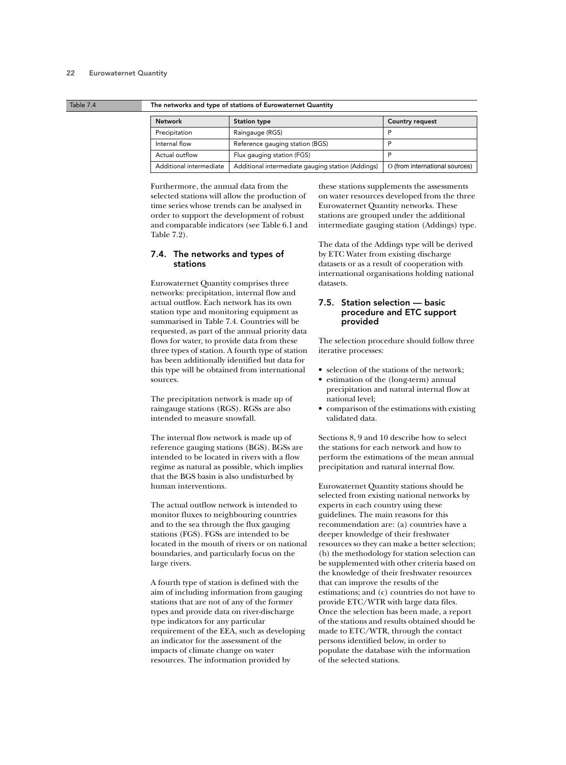Table 7.4 The networks and type of stations of Eurowaternet Quantity

| Network | Station type | Country request |
|---|---|---|
| Precipitation | Raingauge (RGS) | P |
| Internal flow | Reference gauging station (BGS) | P |
| Actual outflow | Flux gauging station (FGS) | P |
| Additional intermediate | Additional intermediate gauging station (Addings) | O (from international sources) |

Furthermore, the annual data from the selected stations will allow the production of time series whose trends can be analysed in order to support the development of robust and comparable indicators (see Table 6.1 and Table 7.2).

## 7.4. The networks and types of stations

Eurowaternet Quantity comprises three networks: precipitation, internal flow and actual outflow. Each network has its own station type and monitoring equipment as summarised in Table 7.4. Countries will be requested, as part of the annual priority data flows for water, to provide data from these three types of station. A fourth type of station has been additionally identified but data for this type will be obtained from international sources.

The precipitation network is made up of raingauge stations (RGS). RGSs are also intended to measure snowfall.

The internal flow network is made up of reference gauging stations (BGS). BGSs are intended to be located in rivers with a flow regime as natural as possible, which implies that the BGS basin is also undisturbed by human interventions.

The actual outflow network is intended to monitor fluxes to neighbouring countries and to the sea through the flux gauging stations (FGS). FGSs are intended to be located in the mouth of rivers or on national boundaries, and particularly focus on the large rivers.

A fourth type of station is defined with the aim of including information from gauging stations that are not of any of the former types and provide data on river-discharge type indicators for any particular requirement of the EEA, such as developing an indicator for the assessment of the impacts of climate change on water resources. The information provided by these stations supplements the assessments on water resources developed from the three Eurowaternet Quantity networks. These stations are grouped under the additional intermediate gauging station (Addings) type.

The data of the Addings type will be derived by ETC Water from existing discharge datasets or as a result of cooperation with international organisations holding national datasets.

## 7.5. Station selection — basic procedure and ETC support provided

The selection procedure should follow three iterative processes:

- selection of the stations of the network;
- estimation of the (long-term) annual precipitation and natural internal flow at national level;
- comparison of the estimations with existing validated data.

Sections 8, 9 and 10 describe how to select the stations for each network and how to perform the estimations of the mean annual precipitation and natural internal flow.

Eurowaternet Quantity stations should be selected from existing national networks by experts in each country using these guidelines. The main reasons for this recommendation are: (a) countries have a deeper knowledge of their freshwater resources so they can make a better selection; (b) the methodology for station selection can be supplemented with other criteria based on the knowledge of their freshwater resources that can improve the results of the estimations; and (c) countries do not have to provide ETC/WTR with large data files. Once the selection has been made, a report of the stations and results obtained should be made to ETC/WTR, through the contact persons identified below, in order to populate the database with the information of the selected stations.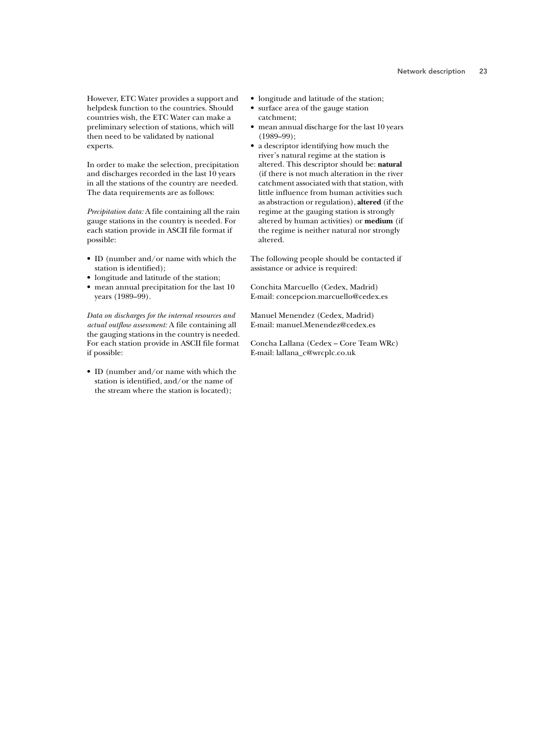However, ETC Water provides a support and helpdesk function to the countries. Should countries wish, the ETC Water can make a preliminary selection of stations, which will then need to be validated by national experts.

In order to make the selection, precipitation and discharges recorded in the last 10 years in all the stations of the country are needed. The data requirements are as follows:

*Precipitation data:* A file containing all the rain gauge stations in the country is needed. For each station provide in ASCII file format if possible:

- ID (number and/or name with which the station is identified);
- longitude and latitude of the station;
- mean annual precipitation for the last 10 years (1989–99).

*Data on discharges for the internal resources and actual outflow assessment:* A file containing all the gauging stations in the country is needed. For each station provide in ASCII file format if possible:

- ID (number and/or name with which the station is identified, and/or the name of the stream where the station is located);
- longitude and latitude of the station;
- surface area of the gauge station catchment;
- mean annual discharge for the last 10 years (1989–99);
- a descriptor identifying how much the river's natural regime at the station is altered. This descriptor should be: **natural** (if there is not much alteration in the river catchment associated with that station, with little influence from human activities such as abstraction or regulation), **altered** (if the regime at the gauging station is strongly altered by human activities) or **medium** (if the regime is neither natural nor strongly altered.

The following people should be contacted if assistance or advice is required:

Conchita Marcuello (Cedex, Madrid)
E-mail: concepcion.marcuello@cedex.es

Manuel Menendez (Cedex, Madrid)
E-mail: manuel.Menendez@cedex.es

Concha Lallana (Cedex – Core Team WRc)
E-mail: lallana_c@wrcplc.co.uk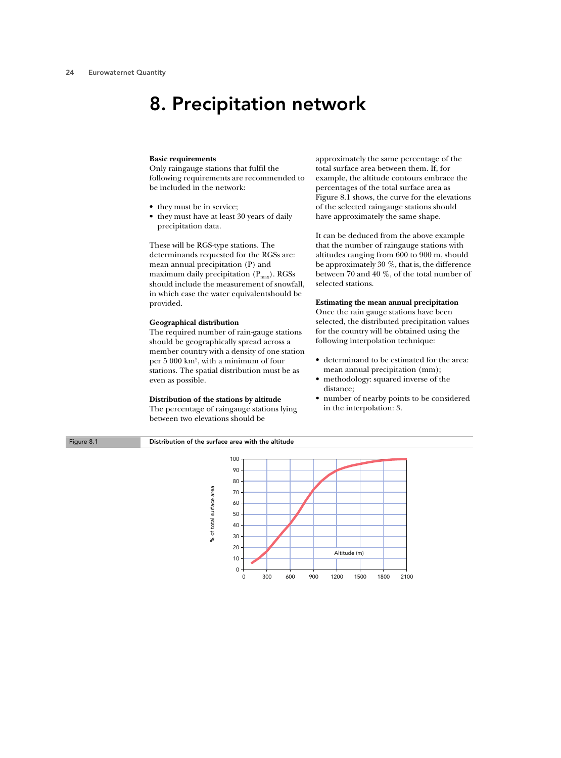# 8. Precipitation network

**Basic requirements**

Only raingauge stations that fulfil the following requirements are recommended to be included in the network:

- they must be in service;
- they must have at least 30 years of daily precipitation data.

These will be RGS-type stations. The determinands requested for the RGSs are: mean annual precipitation (P) and maximum daily precipitation ($P_{max}$). RGSs should include the measurement of snowfall, in which case the water equivalentshould be provided.

**Geographical distribution**

The required number of rain-gauge stations should be geographically spread across a member country with a density of one station per 5 000 km², with a minimum of four stations. The spatial distribution must be as even as possible.

**Distribution of the stations by altitude**

The percentage of raingauge stations lying between two elevations should be approximately the same percentage of the total surface area between them. If, for example, the altitude contours embrace the percentages of the total surface area as Figure 8.1 shows, the curve for the elevations of the selected raingauge stations should have approximately the same shape.

It can be deduced from the above example that the number of raingauge stations with altitudes ranging from 600 to 900 m, should be approximately 30 %, that is, the difference between 70 and 40 %, of the total number of selected stations.

**Estimating the mean annual precipitation**

Once the rain gauge stations have been selected, the distributed precipitation values for the country will be obtained using the following interpolation technique:

- determinand to be estimated for the area: mean annual precipitation (mm);
- methodology: squared inverse of the distance;
- number of nearby points to be considered in the interpolation: 3.

Figure 8.1 Distribution of the surface area with the altitude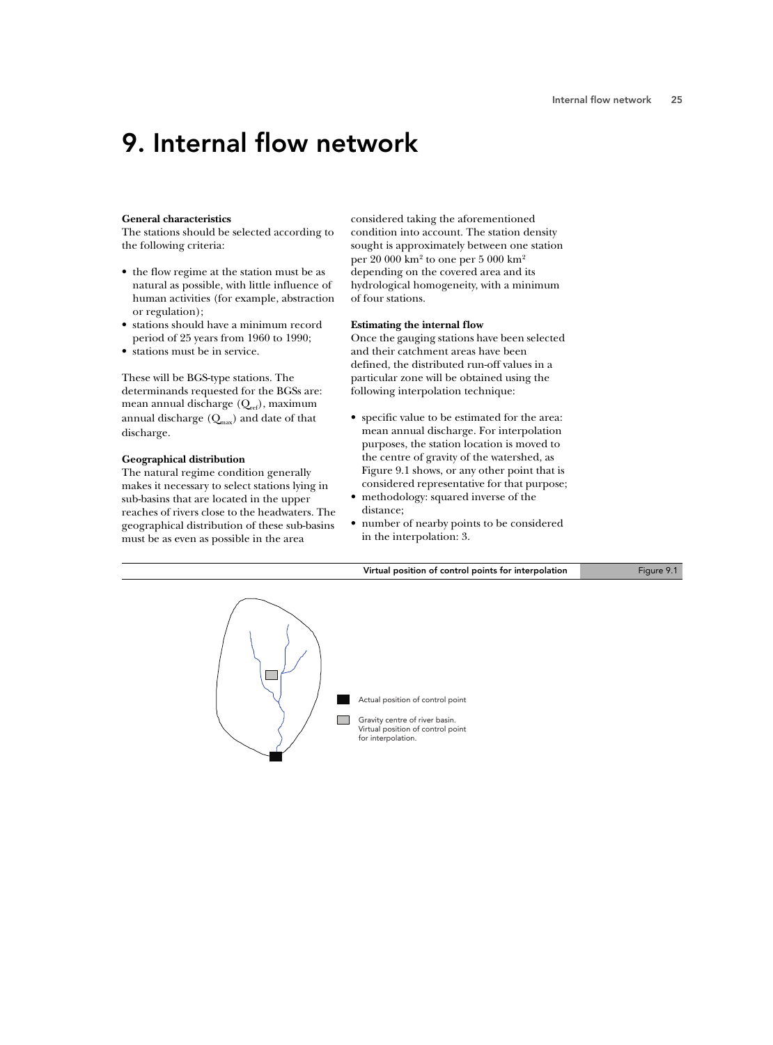# 9. Internal flow network

### General characteristics

The stations should be selected according to the following criteria:

- the flow regime at the station must be as natural as possible, with little influence of human activities (for example, abstraction or regulation);
- stations should have a minimum record period of 25 years from 1960 to 1990;
- stations must be in service.

These will be BGS-type stations. The determinands requested for the BGSs are: mean annual discharge ($Q_{ref}$), maximum annual discharge ($Q_{max}$) and date of that discharge.

### Geographical distribution

The natural regime condition generally makes it necessary to select stations lying in sub-basins that are located in the upper reaches of rivers close to the headwaters. The geographical distribution of these sub-basins must be as even as possible in the area considered taking the aforementioned condition into account. The station density sought is approximately between one station per 20 000 km$^2$ to one per 5 000 km$^2$ depending on the covered area and its hydrological homogeneity, with a minimum of four stations.

### Estimating the internal flow

Once the gauging stations have been selected and their catchment areas have been defined, the distributed run-off values in a particular zone will be obtained using the following interpolation technique:

- specific value to be estimated for the area: mean annual discharge. For interpolation purposes, the station location is moved to the centre of gravity of the watershed, as Figure 9.1 shows, or any other point that is considered representative for that purpose;
- methodology: squared inverse of the distance;
- number of nearby points to be considered in the interpolation: 3.

Virtual position of control points for interpolation — Figure 9.1

Actual position of control point

Gravity centre of river basin. Virtual position of control point for interpolation.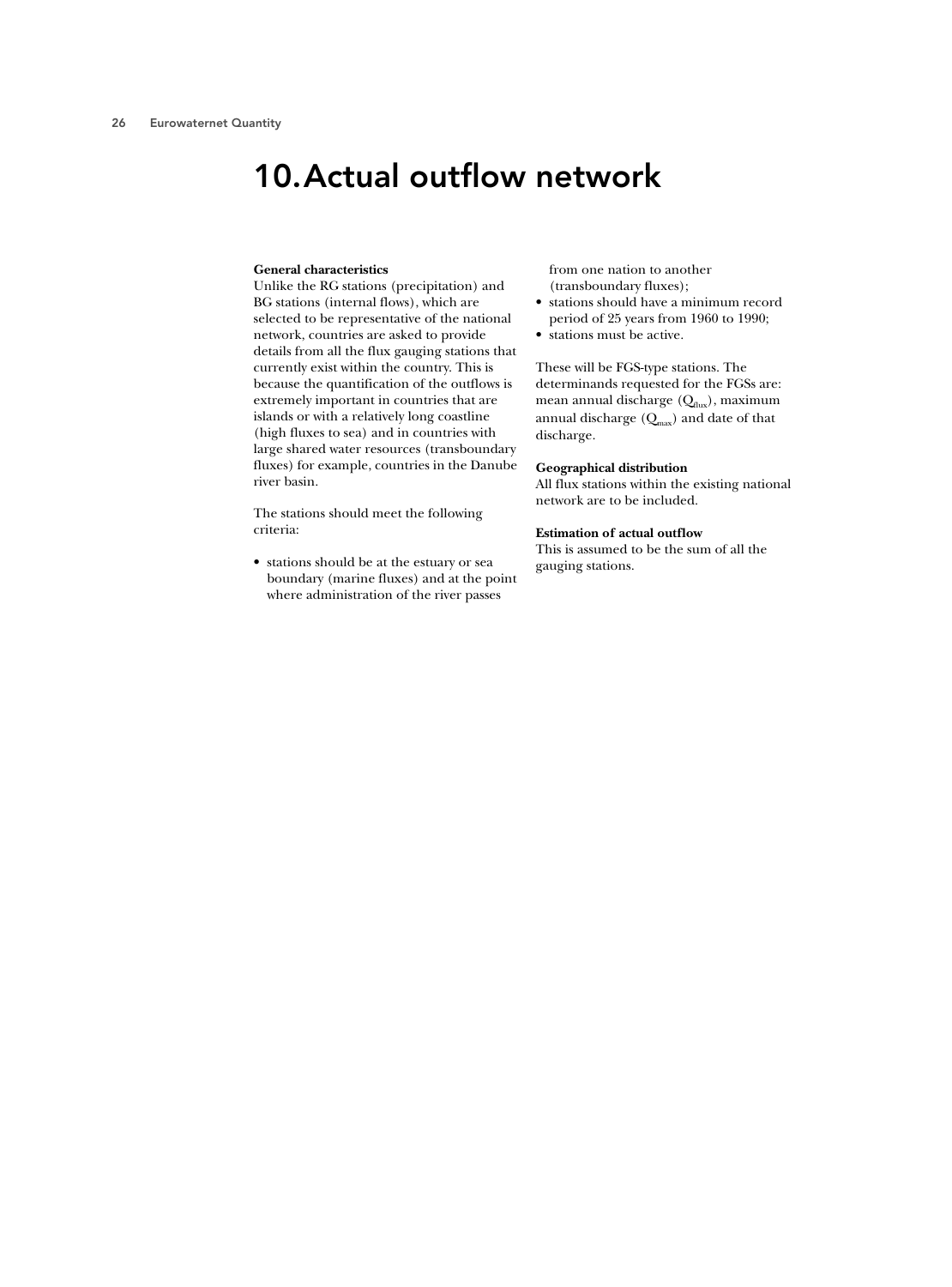# 10. Actual outflow network

**General characteristics**

Unlike the RG stations (precipitation) and BG stations (internal flows), which are selected to be representative of the national network, countries are asked to provide details from all the flux gauging stations that currently exist within the country. This is because the quantification of the outflows is extremely important in countries that are islands or with a relatively long coastline (high fluxes to sea) and in countries with large shared water resources (transboundary fluxes) for example, countries in the Danube river basin.

The stations should meet the following criteria:

- stations should be at the estuary or sea boundary (marine fluxes) and at the point where administration of the river passes from one nation to another (transboundary fluxes);
- stations should have a minimum record period of 25 years from 1960 to 1990;
- stations must be active.

These will be FGS-type stations. The determinands requested for the FGSs are: mean annual discharge ($Q_{flux}$), maximum annual discharge ($Q_{max}$) and date of that discharge.

**Geographical distribution**

All flux stations within the existing national network are to be included.

**Estimation of actual outflow**

This is assumed to be the sum of all the gauging stations.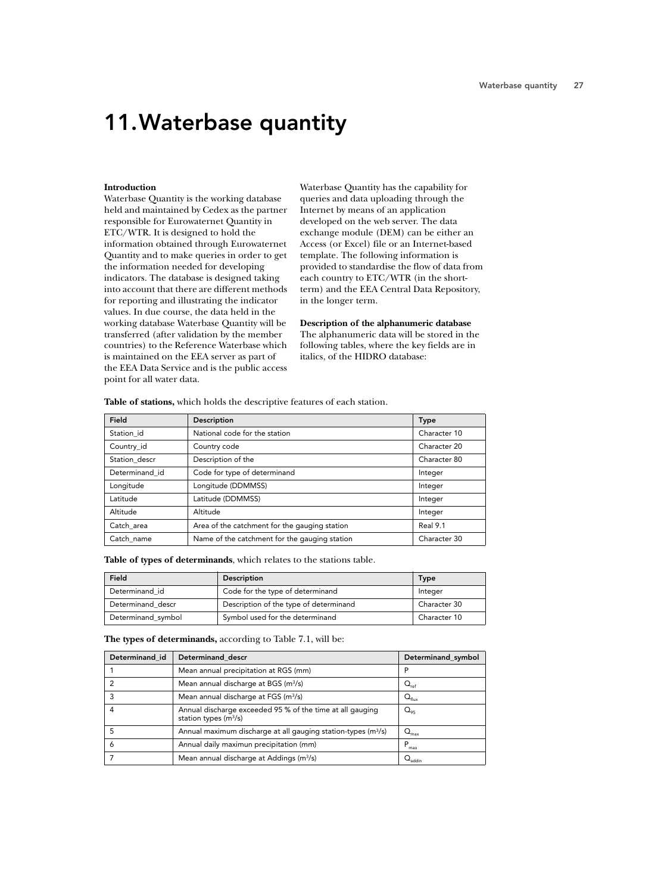# 11. Waterbase quantity

**Introduction**
Waterbase Quantity is the working database held and maintained by Cedex as the partner responsible for Eurowaternet Quantity in ETC/WTR. It is designed to hold the information obtained through Eurowaternet Quantity and to make queries in order to get the information needed for developing indicators. The database is designed taking into account that there are different methods for reporting and illustrating the indicator values. In due course, the data held in the working database Waterbase Quantity will be transferred (after validation by the member countries) to the Reference Waterbase which is maintained on the EEA server as part of the EEA Data Service and is the public access point for all water data.

Waterbase Quantity has the capability for queries and data uploading through the Internet by means of an application developed on the web server. The data exchange module (DEM) can be either an Access (or Excel) file or an Internet-based template. The following information is provided to standardise the flow of data from each country to ETC/WTR (in the short-term) and the EEA Central Data Repository, in the longer term.

**Description of the alphanumeric database**
The alphanumeric data will be stored in the following tables, where the key fields are in italics, of the HIDRO database:

**Table of stations,** which holds the descriptive features of each station.

| Field | Description | Type |
|---|---|---|
| Station_id | National code for the station | Character 10 |
| Country_id | Country code | Character 20 |
| Station_descr | Description of the | Character 80 |
| Determinand_id | Code for type of determinand | Integer |
| Longitude | Longitude (DDMMSS) | Integer |
| Latitude | Latitude (DDMMSS) | Integer |
| Altitude | Altitude | Integer |
| Catch_area | Area of the catchment for the gauging station | Real 9.1 |
| Catch_name | Name of the catchment for the gauging station | Character 30 |

**Table of types of determinands**, which relates to the stations table.

| Field | Description | Type |
|---|---|---|
| Determinand_id | Code for the type of determinand | Integer |
| Determinand_descr | Description of the type of determinand | Character 30 |
| Determinand_symbol | Symbol used for the determinand | Character 10 |

**The types of determinands,** according to Table 7.1, will be:

| Determinand_id | Determinand_descr | Determinand_symbol |
|---|---|---|
| 1 | Mean annual precipitation at RGS (mm) | P |
| 2 | Mean annual discharge at BGS ($m^3/s$) | $Q_{ref}$ |
| 3 | Mean annual discharge at FGS ($m^3/s$) | $Q_{flux}$ |
| 4 | Annual discharge exceeded 95 % of the time at all gauging station types ($m^3/s$) | $Q_{95}$ |
| 5 | Annual maximum discharge at all gauging station-types ($m^3/s$) | $Q_{max}$ |
| 6 | Annual daily maximun precipitation (mm) | $P_{max}$ |
| 7 | Mean annual discharge at Addings ($m^3/s$) | $Q_{addin}$ |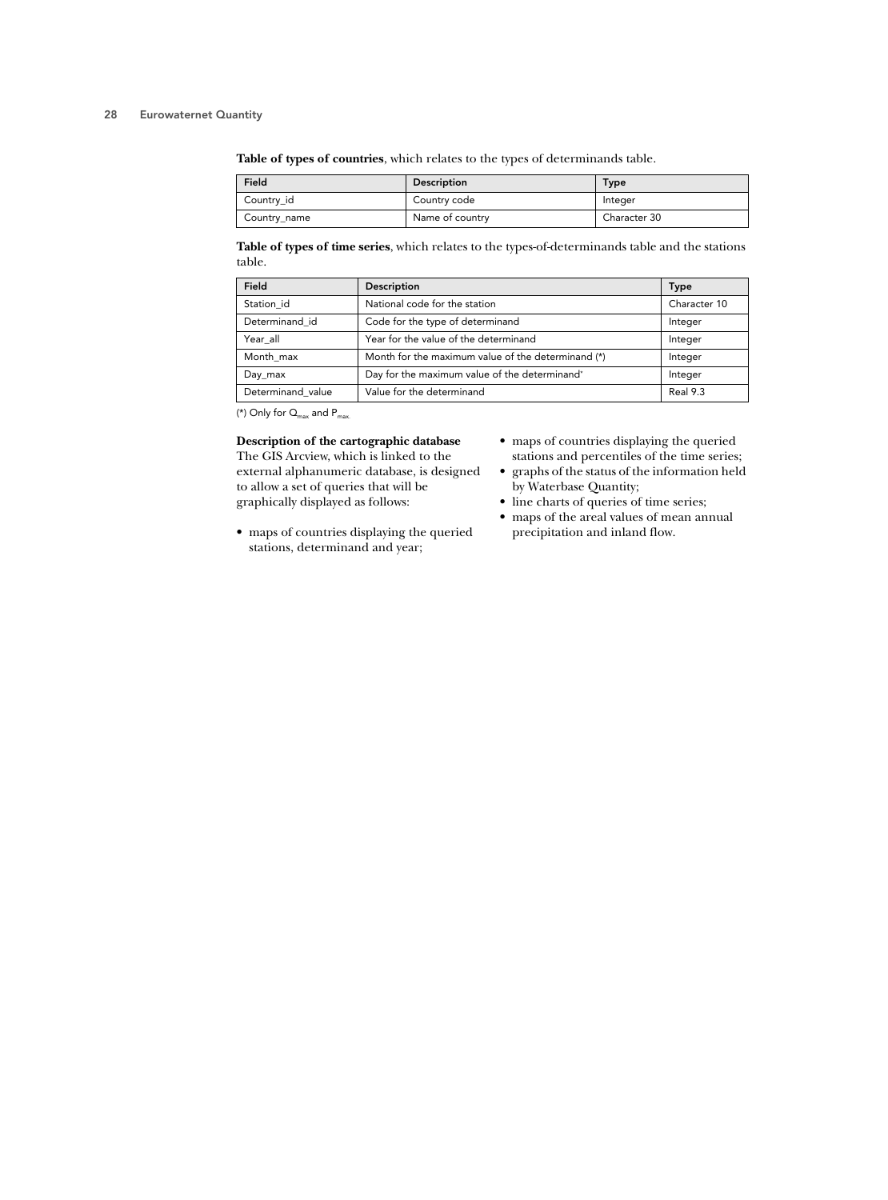**Table of types of countries**, which relates to the types of determinands table.

| Field | Description | Type |
|---|---|---|
| Country_id | Country code | Integer |
| Country_name | Name of country | Character 30 |

**Table of types of time series**, which relates to the types-of-determinands table and the stations table.

| Field | Description | Type |
|---|---|---|
| Station_id | National code for the station | Character 10 |
| Determinand_id | Code for the type of determinand | Integer |
| Year_all | Year for the value of the determinand | Integer |
| Month_max | Month for the maximum value of the determinand (*) | Integer |
| Day_max | Day for the maximum value of the determinand* | Integer |
| Determinand_value | Value for the determinand | Real 9.3 |

(*) Only for $Q_{max}$ and $P_{max.}$

**Description of the cartographic database**

The GIS Arcview, which is linked to the external alphanumeric database, is designed to allow a set of queries that will be graphically displayed as follows:

- maps of countries displaying the queried stations, determinand and year;
- maps of countries displaying the queried stations and percentiles of the time series;
- graphs of the status of the information held by Waterbase Quantity;
- line charts of queries of time series;
- maps of the areal values of mean annual precipitation and inland flow.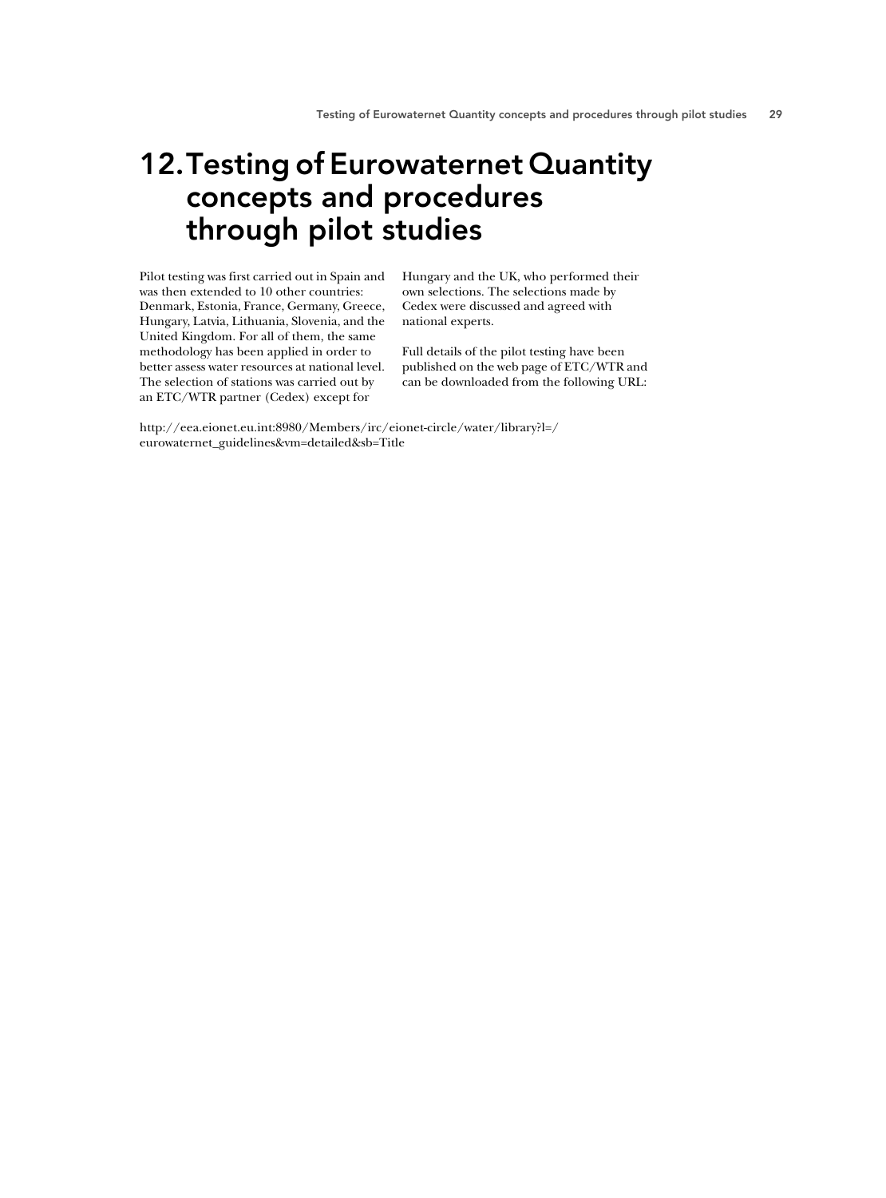# 12. Testing of Eurowaternet Quantity concepts and procedures through pilot studies

Pilot testing was first carried out in Spain and was then extended to 10 other countries: Denmark, Estonia, France, Germany, Greece, Hungary, Latvia, Lithuania, Slovenia, and the United Kingdom. For all of them, the same methodology has been applied in order to better assess water resources at national level. The selection of stations was carried out by an ETC/WTR partner (Cedex) except for Hungary and the UK, who performed their own selections. The selections made by Cedex were discussed and agreed with national experts.

Full details of the pilot testing have been published on the web page of ETC/WTR and can be downloaded from the following URL:

http://eea.eionet.eu.int:8980/Members/irc/eionet-circle/water/library?l=/eurowaternet_guidelines&vm=detailed&sb=Title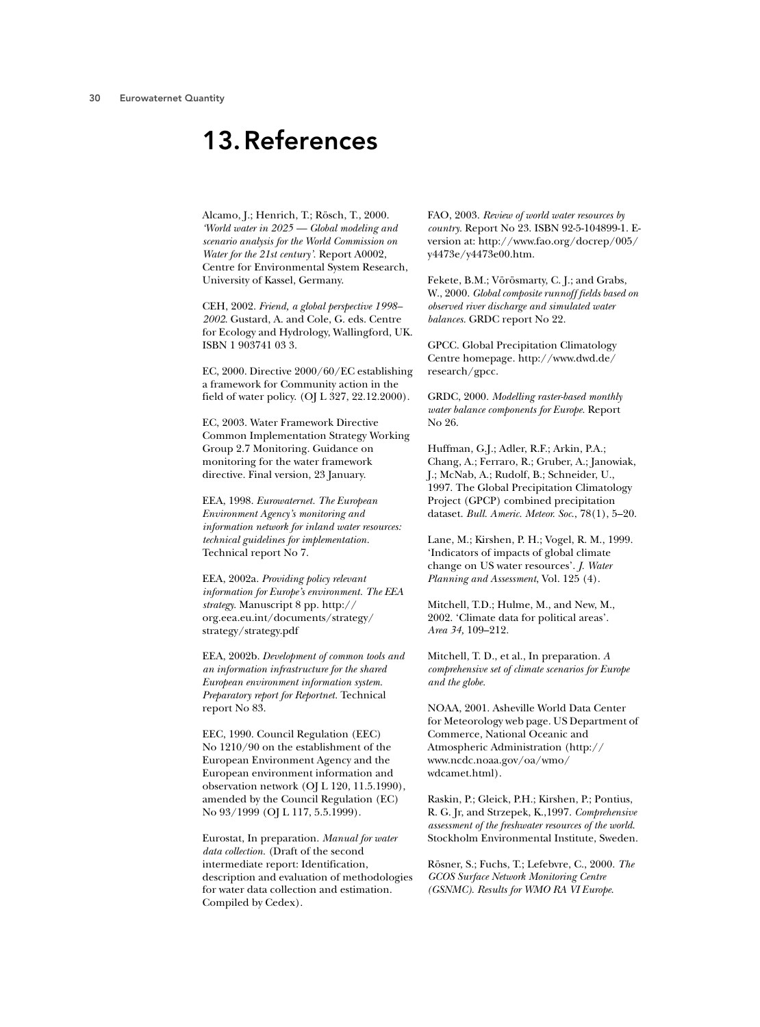# 13. References

Alcamo, J.; Henrich, T.; Rösch, T., 2000. *'World water in 2025 — Global modeling and scenario analysis for the World Commission on Water for the 21st century'.* Report A0002, Centre for Environmental System Research, University of Kassel, Germany.

CEH, 2002. *Friend, a global perspective 1998–2002.* Gustard, A. and Cole, G. eds. Centre for Ecology and Hydrology, Wallingford, UK. ISBN 1 903741 03 3.

EC, 2000. Directive 2000/60/EC establishing a framework for Community action in the field of water policy. (OJ L 327, 22.12.2000).

EC, 2003. Water Framework Directive Common Implementation Strategy Working Group 2.7 Monitoring. Guidance on monitoring for the water framework directive. Final version, 23 January.

EEA, 1998. *Eurowaternet. The European Environment Agency's monitoring and information network for inland water resources: technical guidelines for implementation.* Technical report No 7.

EEA, 2002a. *Providing policy relevant information for Europe's environment. The EEA strategy.* Manuscript 8 pp. http://org.eea.eu.int/documents/strategy/strategy/strategy.pdf

EEA, 2002b. *Development of common tools and an information infrastructure for the shared European environment information system. Preparatory report for Reportnet.* Technical report No 83.

EEC, 1990. Council Regulation (EEC) No 1210/90 on the establishment of the European Environment Agency and the European environment information and observation network (OJ L 120, 11.5.1990), amended by the Council Regulation (EC) No 93/1999 (OJ L 117, 5.5.1999).

Eurostat, In preparation. *Manual for water data collection.* (Draft of the second intermediate report: Identification, description and evaluation of methodologies for water data collection and estimation. Compiled by Cedex).

FAO, 2003. *Review of world water resources by country.* Report No 23. ISBN 92-5-104899-1. E-version at: http://www.fao.org/docrep/005/y4473e/y4473e00.htm.

Fekete, B.M.; Vörösmarty, C. J.; and Grabs, W., 2000. *Global composite runnoff fields based on observed river discharge and simulated water balances.* GRDC report No 22.

GPCC. Global Precipitation Climatology Centre homepage. http://www.dwd.de/research/gpcc.

GRDC, 2000. *Modelling raster-based monthly water balance components for Europe.* Report No 26.

Huffman, G.J.; Adler, R.F.; Arkin, P.A.; Chang, A.; Ferraro, R.; Gruber, A.; Janowiak, J.; McNab, A.; Rudolf, B.; Schneider, U., 1997. The Global Precipitation Climatology Project (GPCP) combined precipitation dataset. *Bull. Americ. Meteor. Soc.*, 78(1), 5–20.

Lane, M.; Kirshen, P. H.; Vogel, R. M., 1999. 'Indicators of impacts of global climate change on US water resources'. *J. Water Planning and Assessment*, Vol. 125 (4).

Mitchell, T.D.; Hulme, M., and New, M., 2002. 'Climate data for political areas'. *Area 34,* 109–212.

Mitchell, T. D., et al., In preparation. *A comprehensive set of climate scenarios for Europe and the globe.*

NOAA, 2001. Asheville World Data Center for Meteorology web page. US Department of Commerce, National Oceanic and Atmospheric Administration (http://www.ncdc.noaa.gov/oa/wmo/wdcamet.html).

Raskin, P.; Gleick, P.H.; Kirshen, P.; Pontius, R. G. Jr, and Strzepek, K.,1997. *Comprehensive assessment of the freshwater resources of the world.* Stockholm Environmental Institute, Sweden.

Rösner, S.; Fuchs, T.; Lefebvre, C., 2000. *The GCOS Surface Network Monitoring Centre (GSNMC). Results for WMO RA VI Europe.*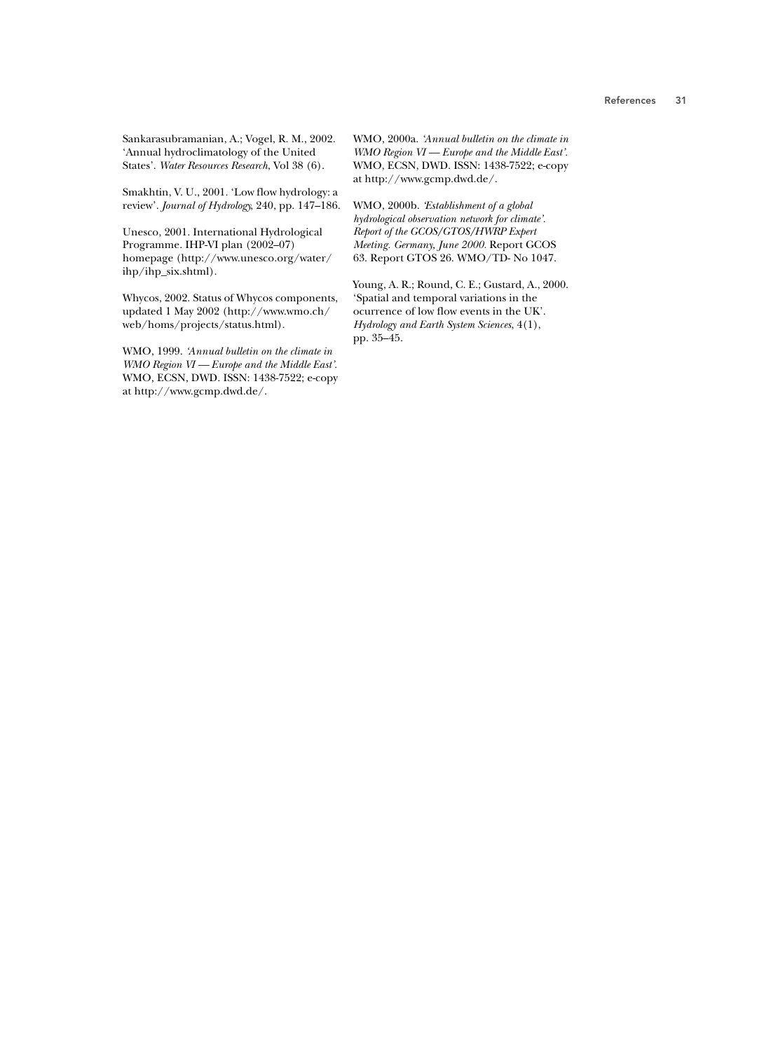Sankarasubramanian, A.; Vogel, R. M., 2002. 'Annual hydroclimatology of the United States'. *Water Resources Research*, Vol 38 (6).

Smakhtin, V. U., 2001. 'Low flow hydrology: a review'. *Journal of Hydrology*, 240, pp. 147–186.

Unesco, 2001. International Hydrological Programme. IHP-VI plan (2002–07) homepage (http://www.unesco.org/water/ihp/ihp_six.shtml).

Whycos, 2002. Status of Whycos components, updated 1 May 2002 (http://www.wmo.ch/web/homs/projects/status.html).

WMO, 1999. *'Annual bulletin on the climate in WMO Region VI — Europe and the Middle East'.* WMO, ECSN, DWD. ISSN: 1438-7522; e-copy at http://www.gcmp.dwd.de/.

WMO, 2000a. *'Annual bulletin on the climate in WMO Region VI — Europe and the Middle East'.* WMO, ECSN, DWD. ISSN: 1438-7522; e-copy at http://www.gcmp.dwd.de/.

WMO, 2000b. *'Establishment of a global hydrological observation network for climate'. Report of the GCOS/GTOS/HWRP Expert Meeting. Germany, June 2000.* Report GCOS 63. Report GTOS 26. WMO/TD- No 1047.

Young, A. R.; Round, C. E.; Gustard, A., 2000. 'Spatial and temporal variations in the ocurrence of low flow events in the UK'. *Hydrology and Earth System Sciences*, 4(1), pp. 35–45.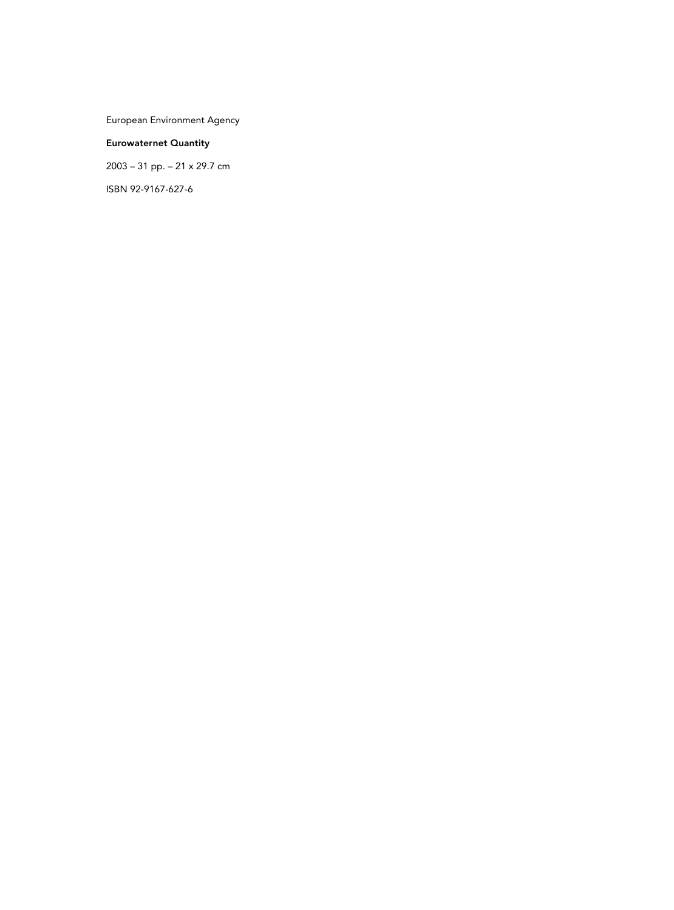European Environment Agency

**Eurowaternet Quantity**

2003 – 31 pp. – 21 x 29.7 cm

ISBN 92-9167-627-6